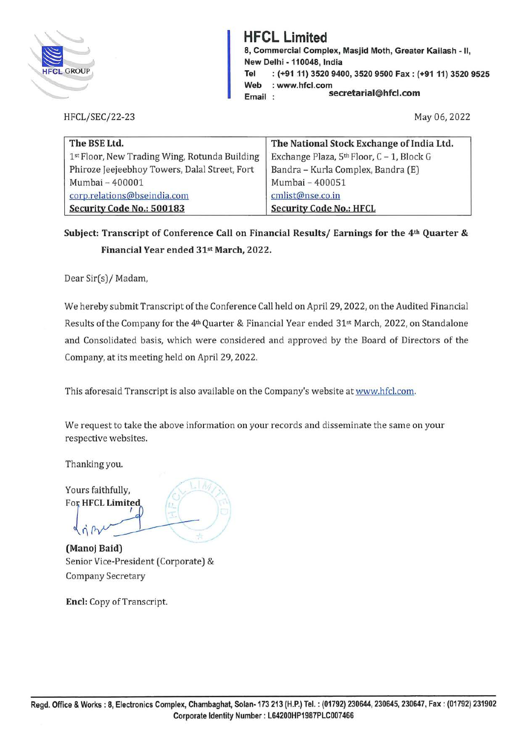# HFCL Limited

**8, Commercial Complex, Masjid Moth, Greater Kailash - II, New Delhi - 110048, India**
**Tel : (+91 11) 3520 9400, 3520 9500 Fax : (+91 11) 3520 9525**
**Web : www.hfcl.com**
**Email : secretarial@hfcl.com**

HFCL/SEC/22-23

May 06, 2022

| The BSE Ltd. | The National Stock Exchange of India Ltd. |
|---|---|
| 1st Floor, New Trading Wing, Rotunda Building | Exchange Plaza, 5th Floor, C – 1, Block G |
| Phiroze Jeejeebhoy Towers, Dalal Street, Fort | Bandra – Kurla Complex, Bandra (E) |
| Mumbai – 400001 | Mumbai – 400051 |
| corp.relations@bseindia.com | cmlist@nse.co.in |
| **Security Code No.: 500183** | **Security Code No.: HFCL** |

**Subject: Transcript of Conference Call on Financial Results/ Earnings for the 4th Quarter & Financial Year ended 31st March, 2022.**

Dear Sir(s)/ Madam,

We hereby submit Transcript of the Conference Call held on April 29, 2022, on the Audited Financial Results of the Company for the 4th Quarter & Financial Year ended 31st March, 2022, on Standalone and Consolidated basis, which were considered and approved by the Board of Directors of the Company, at its meeting held on April 29, 2022.

This aforesaid Transcript is also available on the Company's website at www.hfcl.com.

We request to take the above information on your records and disseminate the same on your respective websites.

Thanking you.

Yours faithfully,
For **HFCL Limited**

**(Manoj Baid)**
Senior Vice-President (Corporate) &
Company Secretary

**Encl:** Copy of Transcript.

**Regd. Office & Works : 8, Electronics Complex, Chambaghat, Solan- 173 213 (H.P.) Tel. : (01792) 230644, 230645, 230647, Fax : (01792) 231902**
**Corporate Identity Number : L64200HP1987PLC007466**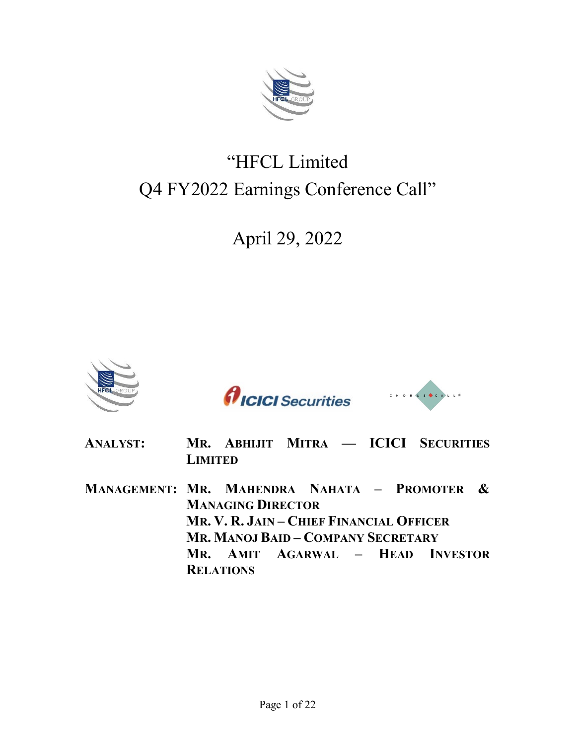# "HFCL Limited
# Q4 FY2022 Earnings Conference Call"

## April 29, 2022

**ANALYST:** **MR. ABHIJIT MITRA — ICICI SECURITIES LIMITED**

**MANAGEMENT:** **MR. MAHENDRA NAHATA – PROMOTER & MANAGING DIRECTOR**
**MR. V. R. JAIN – CHIEF FINANCIAL OFFICER**
**MR. MANOJ BAID – COMPANY SECRETARY**
**MR. AMIT AGARWAL – HEAD INVESTOR RELATIONS**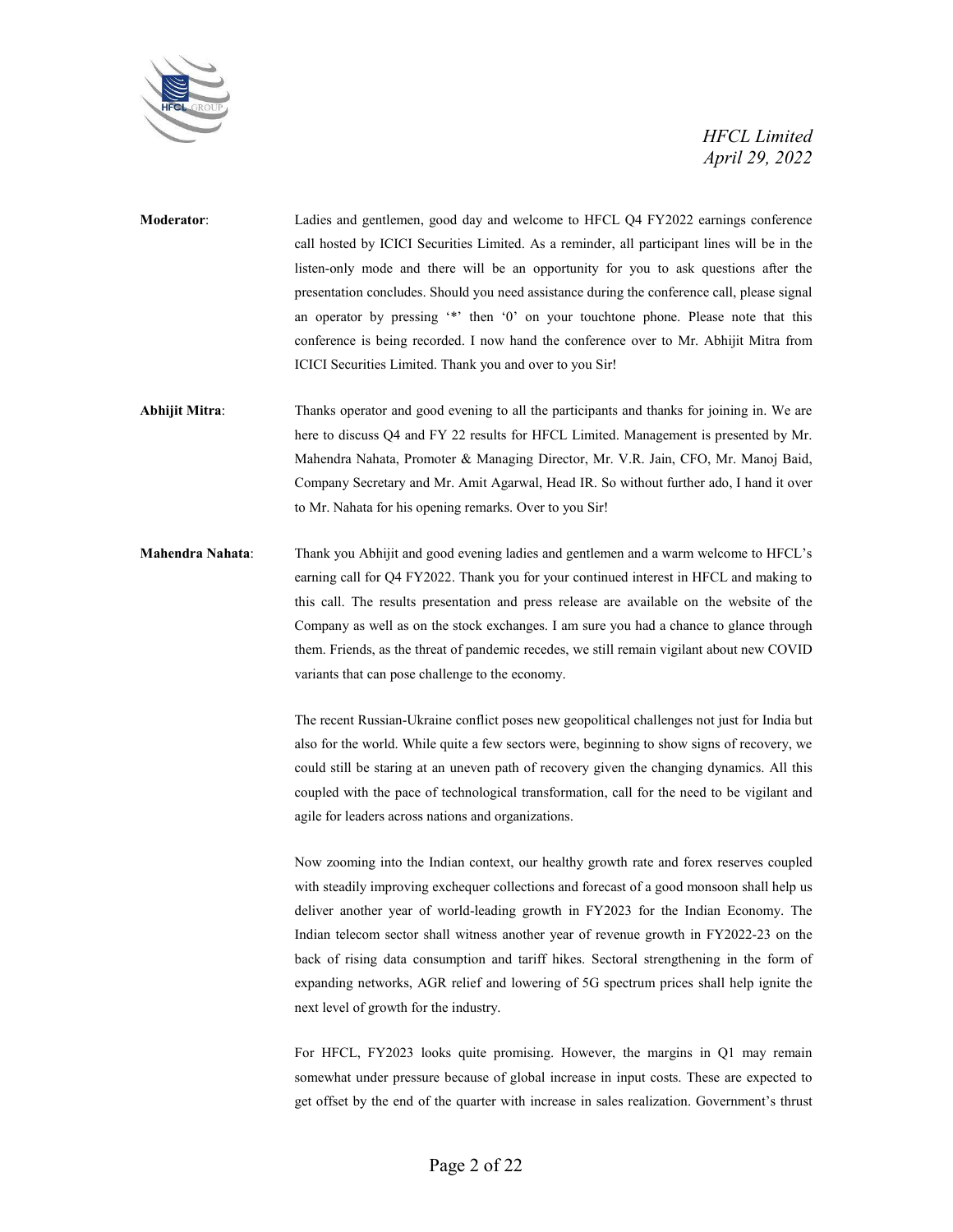**Moderator**: Ladies and gentlemen, good day and welcome to HFCL Q4 FY2022 earnings conference call hosted by ICICI Securities Limited. As a reminder, all participant lines will be in the listen-only mode and there will be an opportunity for you to ask questions after the presentation concludes. Should you need assistance during the conference call, please signal an operator by pressing '*' then '0' on your touchtone phone. Please note that this conference is being recorded. I now hand the conference over to Mr. Abhijit Mitra from ICICI Securities Limited. Thank you and over to you Sir!

**Abhijit Mitra**: Thanks operator and good evening to all the participants and thanks for joining in. We are here to discuss Q4 and FY 22 results for HFCL Limited. Management is presented by Mr. Mahendra Nahata, Promoter & Managing Director, Mr. V.R. Jain, CFO, Mr. Manoj Baid, Company Secretary and Mr. Amit Agarwal, Head IR. So without further ado, I hand it over to Mr. Nahata for his opening remarks. Over to you Sir!

**Mahendra Nahata**: Thank you Abhijit and good evening ladies and gentlemen and a warm welcome to HFCL's earning call for Q4 FY2022. Thank you for your continued interest in HFCL and making to this call. The results presentation and press release are available on the website of the Company as well as on the stock exchanges. I am sure you had a chance to glance through them. Friends, as the threat of pandemic recedes, we still remain vigilant about new COVID variants that can pose challenge to the economy.

The recent Russian-Ukraine conflict poses new geopolitical challenges not just for India but also for the world. While quite a few sectors were, beginning to show signs of recovery, we could still be staring at an uneven path of recovery given the changing dynamics. All this coupled with the pace of technological transformation, call for the need to be vigilant and agile for leaders across nations and organizations.

Now zooming into the Indian context, our healthy growth rate and forex reserves coupled with steadily improving exchequer collections and forecast of a good monsoon shall help us deliver another year of world-leading growth in FY2023 for the Indian Economy. The Indian telecom sector shall witness another year of revenue growth in FY2022-23 on the back of rising data consumption and tariff hikes. Sectoral strengthening in the form of expanding networks, AGR relief and lowering of 5G spectrum prices shall help ignite the next level of growth for the industry.

For HFCL, FY2023 looks quite promising. However, the margins in Q1 may remain somewhat under pressure because of global increase in input costs. These are expected to get offset by the end of the quarter with increase in sales realization. Government's thrust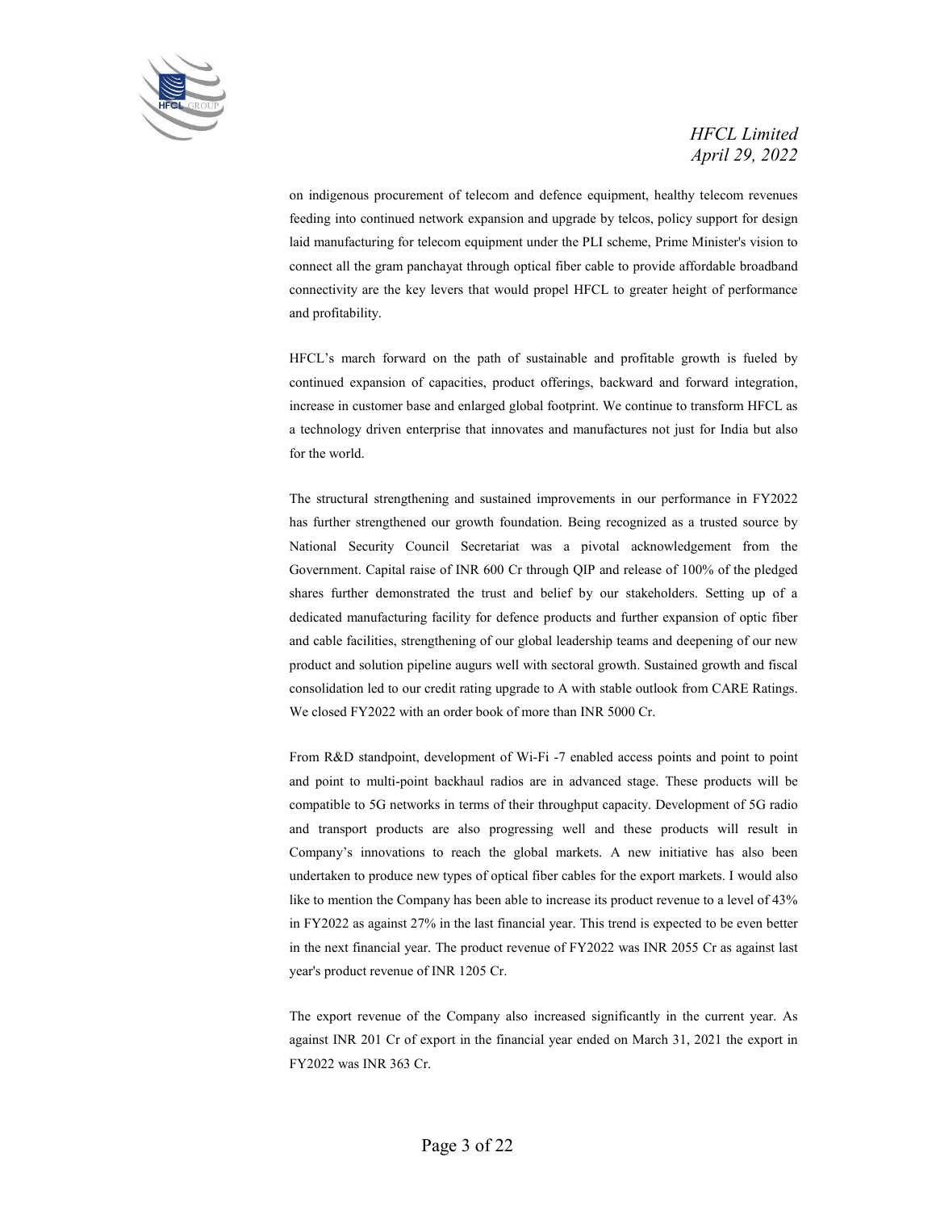on indigenous procurement of telecom and defence equipment, healthy telecom revenues feeding into continued network expansion and upgrade by telcos, policy support for design laid manufacturing for telecom equipment under the PLI scheme, Prime Minister's vision to connect all the gram panchayat through optical fiber cable to provide affordable broadband connectivity are the key levers that would propel HFCL to greater height of performance and profitability.

HFCL's march forward on the path of sustainable and profitable growth is fueled by continued expansion of capacities, product offerings, backward and forward integration, increase in customer base and enlarged global footprint. We continue to transform HFCL as a technology driven enterprise that innovates and manufactures not just for India but also for the world.

The structural strengthening and sustained improvements in our performance in FY2022 has further strengthened our growth foundation. Being recognized as a trusted source by National Security Council Secretariat was a pivotal acknowledgement from the Government. Capital raise of INR 600 Cr through QIP and release of 100% of the pledged shares further demonstrated the trust and belief by our stakeholders. Setting up of a dedicated manufacturing facility for defence products and further expansion of optic fiber and cable facilities, strengthening of our global leadership teams and deepening of our new product and solution pipeline augurs well with sectoral growth. Sustained growth and fiscal consolidation led to our credit rating upgrade to A with stable outlook from CARE Ratings. We closed FY2022 with an order book of more than INR 5000 Cr.

From R&D standpoint, development of Wi-Fi -7 enabled access points and point to point and point to multi-point backhaul radios are in advanced stage. These products will be compatible to 5G networks in terms of their throughput capacity. Development of 5G radio and transport products are also progressing well and these products will result in Company's innovations to reach the global markets. A new initiative has also been undertaken to produce new types of optical fiber cables for the export markets. I would also like to mention the Company has been able to increase its product revenue to a level of 43% in FY2022 as against 27% in the last financial year. This trend is expected to be even better in the next financial year. The product revenue of FY2022 was INR 2055 Cr as against last year's product revenue of INR 1205 Cr.

The export revenue of the Company also increased significantly in the current year. As against INR 201 Cr of export in the financial year ended on March 31, 2021 the export in FY2022 was INR 363 Cr.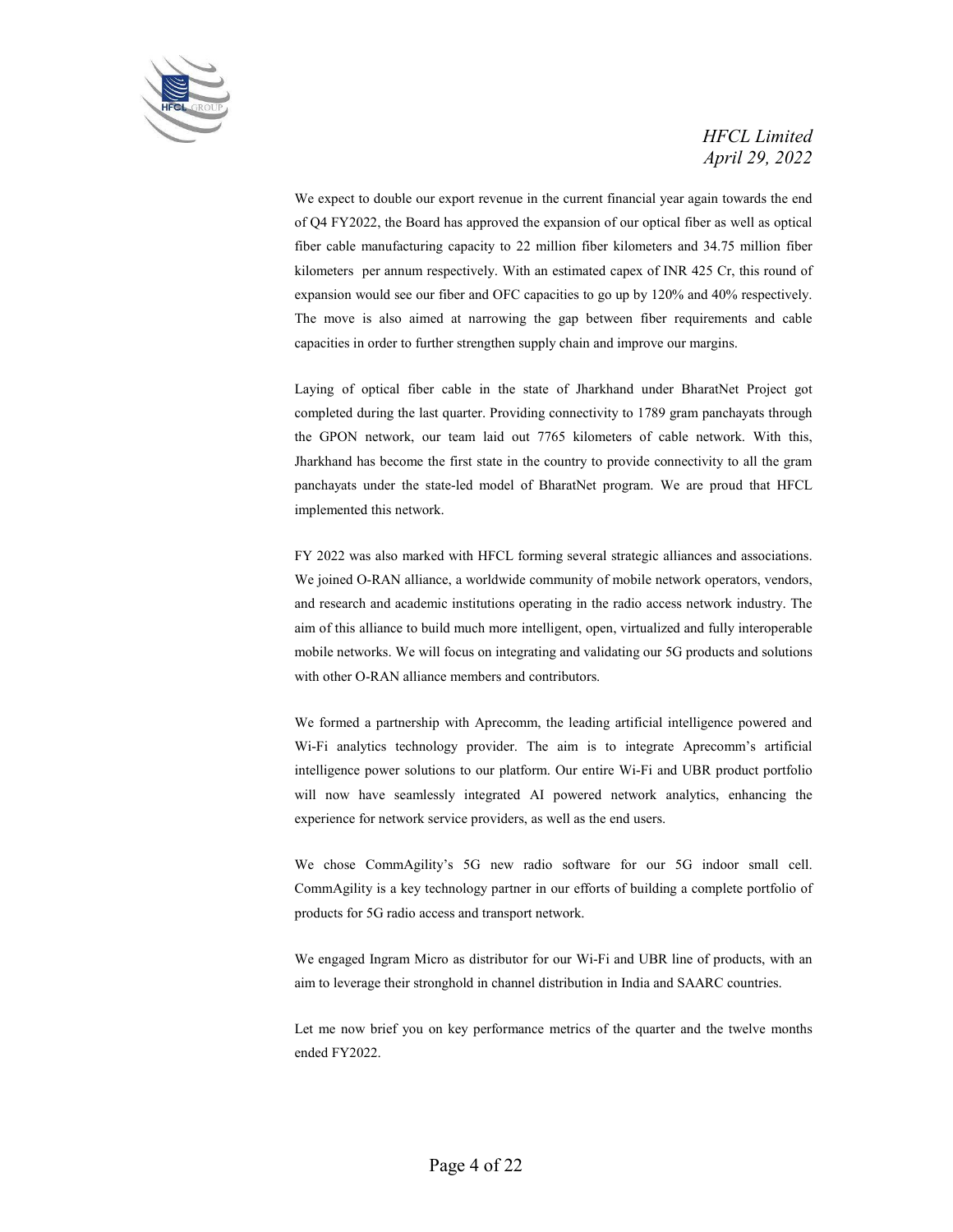We expect to double our export revenue in the current financial year again towards the end of Q4 FY2022, the Board has approved the expansion of our optical fiber as well as optical fiber cable manufacturing capacity to 22 million fiber kilometers and 34.75 million fiber kilometers per annum respectively. With an estimated capex of INR 425 Cr, this round of expansion would see our fiber and OFC capacities to go up by 120% and 40% respectively. The move is also aimed at narrowing the gap between fiber requirements and cable capacities in order to further strengthen supply chain and improve our margins.

Laying of optical fiber cable in the state of Jharkhand under BharatNet Project got completed during the last quarter. Providing connectivity to 1789 gram panchayats through the GPON network, our team laid out 7765 kilometers of cable network. With this, Jharkhand has become the first state in the country to provide connectivity to all the gram panchayats under the state-led model of BharatNet program. We are proud that HFCL implemented this network.

FY 2022 was also marked with HFCL forming several strategic alliances and associations. We joined O-RAN alliance, a worldwide community of mobile network operators, vendors, and research and academic institutions operating in the radio access network industry. The aim of this alliance to build much more intelligent, open, virtualized and fully interoperable mobile networks. We will focus on integrating and validating our 5G products and solutions with other O-RAN alliance members and contributors.

We formed a partnership with Aprecomm, the leading artificial intelligence powered and Wi-Fi analytics technology provider. The aim is to integrate Aprecomm's artificial intelligence power solutions to our platform. Our entire Wi-Fi and UBR product portfolio will now have seamlessly integrated AI powered network analytics, enhancing the experience for network service providers, as well as the end users.

We chose CommAgility's 5G new radio software for our 5G indoor small cell. CommAgility is a key technology partner in our efforts of building a complete portfolio of products for 5G radio access and transport network.

We engaged Ingram Micro as distributor for our Wi-Fi and UBR line of products, with an aim to leverage their stronghold in channel distribution in India and SAARC countries.

Let me now brief you on key performance metrics of the quarter and the twelve months ended FY2022.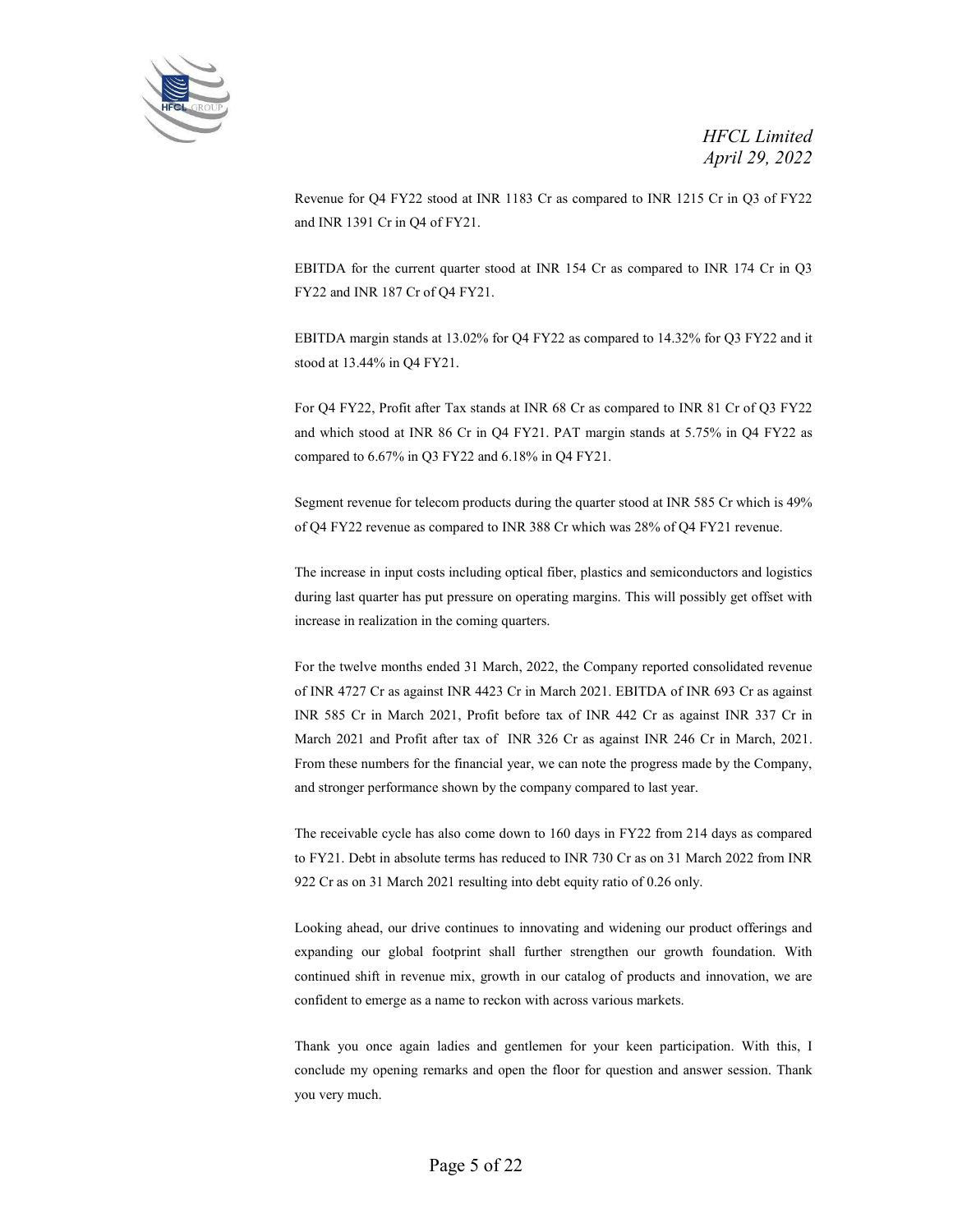Revenue for Q4 FY22 stood at INR 1183 Cr as compared to INR 1215 Cr in Q3 of FY22 and INR 1391 Cr in Q4 of FY21.

EBITDA for the current quarter stood at INR 154 Cr as compared to INR 174 Cr in Q3 FY22 and INR 187 Cr of Q4 FY21.

EBITDA margin stands at 13.02% for Q4 FY22 as compared to 14.32% for Q3 FY22 and it stood at 13.44% in Q4 FY21.

For Q4 FY22, Profit after Tax stands at INR 68 Cr as compared to INR 81 Cr of Q3 FY22 and which stood at INR 86 Cr in Q4 FY21. PAT margin stands at 5.75% in Q4 FY22 as compared to 6.67% in Q3 FY22 and 6.18% in Q4 FY21.

Segment revenue for telecom products during the quarter stood at INR 585 Cr which is 49% of Q4 FY22 revenue as compared to INR 388 Cr which was 28% of Q4 FY21 revenue.

The increase in input costs including optical fiber, plastics and semiconductors and logistics during last quarter has put pressure on operating margins. This will possibly get offset with increase in realization in the coming quarters.

For the twelve months ended 31 March, 2022, the Company reported consolidated revenue of INR 4727 Cr as against INR 4423 Cr in March 2021. EBITDA of INR 693 Cr as against INR 585 Cr in March 2021, Profit before tax of INR 442 Cr as against INR 337 Cr in March 2021 and Profit after tax of INR 326 Cr as against INR 246 Cr in March, 2021. From these numbers for the financial year, we can note the progress made by the Company, and stronger performance shown by the company compared to last year.

The receivable cycle has also come down to 160 days in FY22 from 214 days as compared to FY21. Debt in absolute terms has reduced to INR 730 Cr as on 31 March 2022 from INR 922 Cr as on 31 March 2021 resulting into debt equity ratio of 0.26 only.

Looking ahead, our drive continues to innovating and widening our product offerings and expanding our global footprint shall further strengthen our growth foundation. With continued shift in revenue mix, growth in our catalog of products and innovation, we are confident to emerge as a name to reckon with across various markets.

Thank you once again ladies and gentlemen for your keen participation. With this, I conclude my opening remarks and open the floor for question and answer session. Thank you very much.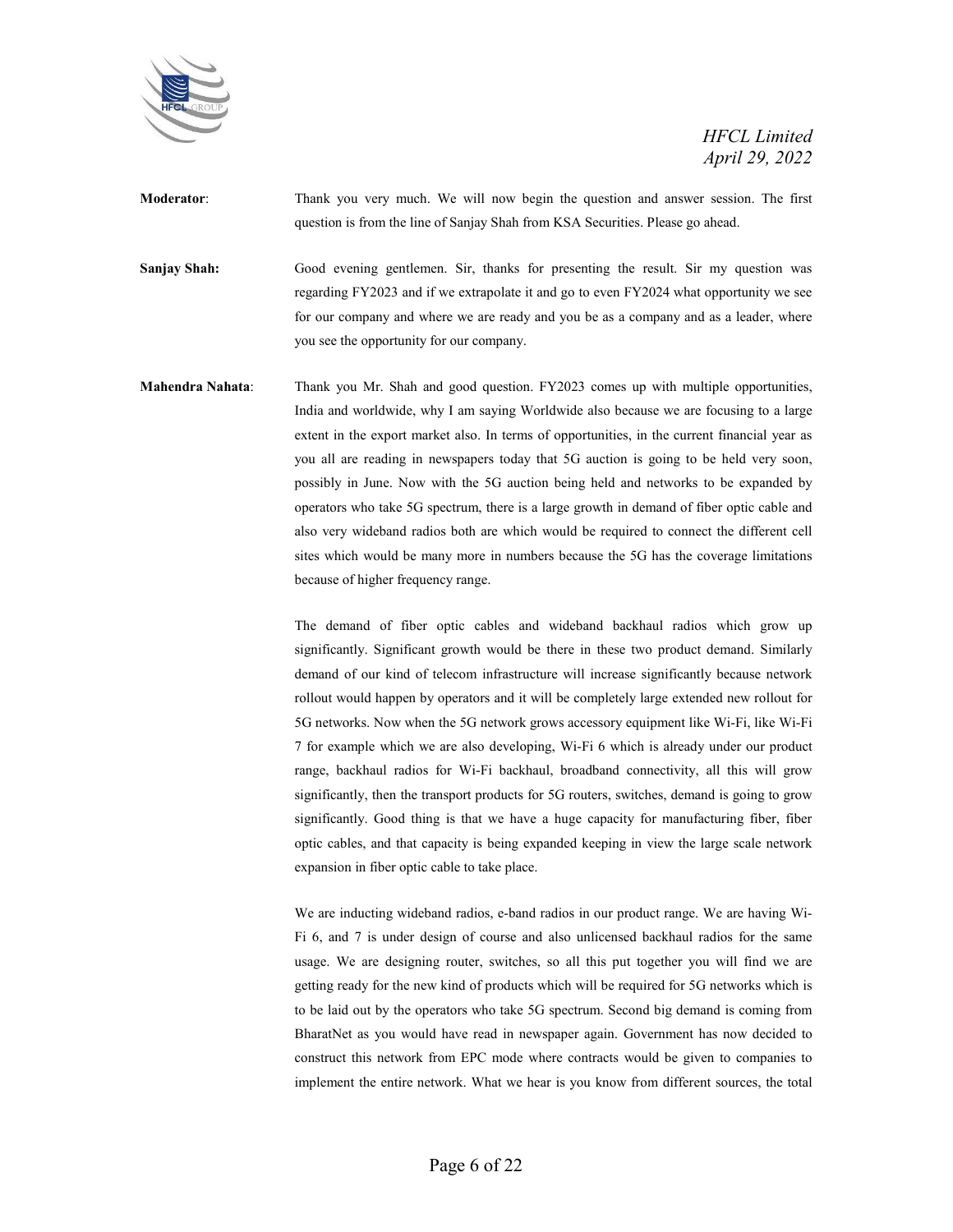**Moderator**: Thank you very much. We will now begin the question and answer session. The first question is from the line of Sanjay Shah from KSA Securities. Please go ahead.

**Sanjay Shah:** Good evening gentlemen. Sir, thanks for presenting the result. Sir my question was regarding FY2023 and if we extrapolate it and go to even FY2024 what opportunity we see for our company and where we are ready and you be as a company and as a leader, where you see the opportunity for our company.

**Mahendra Nahata**: Thank you Mr. Shah and good question. FY2023 comes up with multiple opportunities, India and worldwide, why I am saying Worldwide also because we are focusing to a large extent in the export market also. In terms of opportunities, in the current financial year as you all are reading in newspapers today that 5G auction is going to be held very soon, possibly in June. Now with the 5G auction being held and networks to be expanded by operators who take 5G spectrum, there is a large growth in demand of fiber optic cable and also very wideband radios both are which would be required to connect the different cell sites which would be many more in numbers because the 5G has the coverage limitations because of higher frequency range.

The demand of fiber optic cables and wideband backhaul radios which grow up significantly. Significant growth would be there in these two product demand. Similarly demand of our kind of telecom infrastructure will increase significantly because network rollout would happen by operators and it will be completely large extended new rollout for 5G networks. Now when the 5G network grows accessory equipment like Wi-Fi, like Wi-Fi 7 for example which we are also developing, Wi-Fi 6 which is already under our product range, backhaul radios for Wi-Fi backhaul, broadband connectivity, all this will grow significantly, then the transport products for 5G routers, switches, demand is going to grow significantly. Good thing is that we have a huge capacity for manufacturing fiber, fiber optic cables, and that capacity is being expanded keeping in view the large scale network expansion in fiber optic cable to take place.

We are inducting wideband radios, e-band radios in our product range. We are having Wi-Fi 6, and 7 is under design of course and also unlicensed backhaul radios for the same usage. We are designing router, switches, so all this put together you will find we are getting ready for the new kind of products which will be required for 5G networks which is to be laid out by the operators who take 5G spectrum. Second big demand is coming from BharatNet as you would have read in newspaper again. Government has now decided to construct this network from EPC mode where contracts would be given to companies to implement the entire network. What we hear is you know from different sources, the total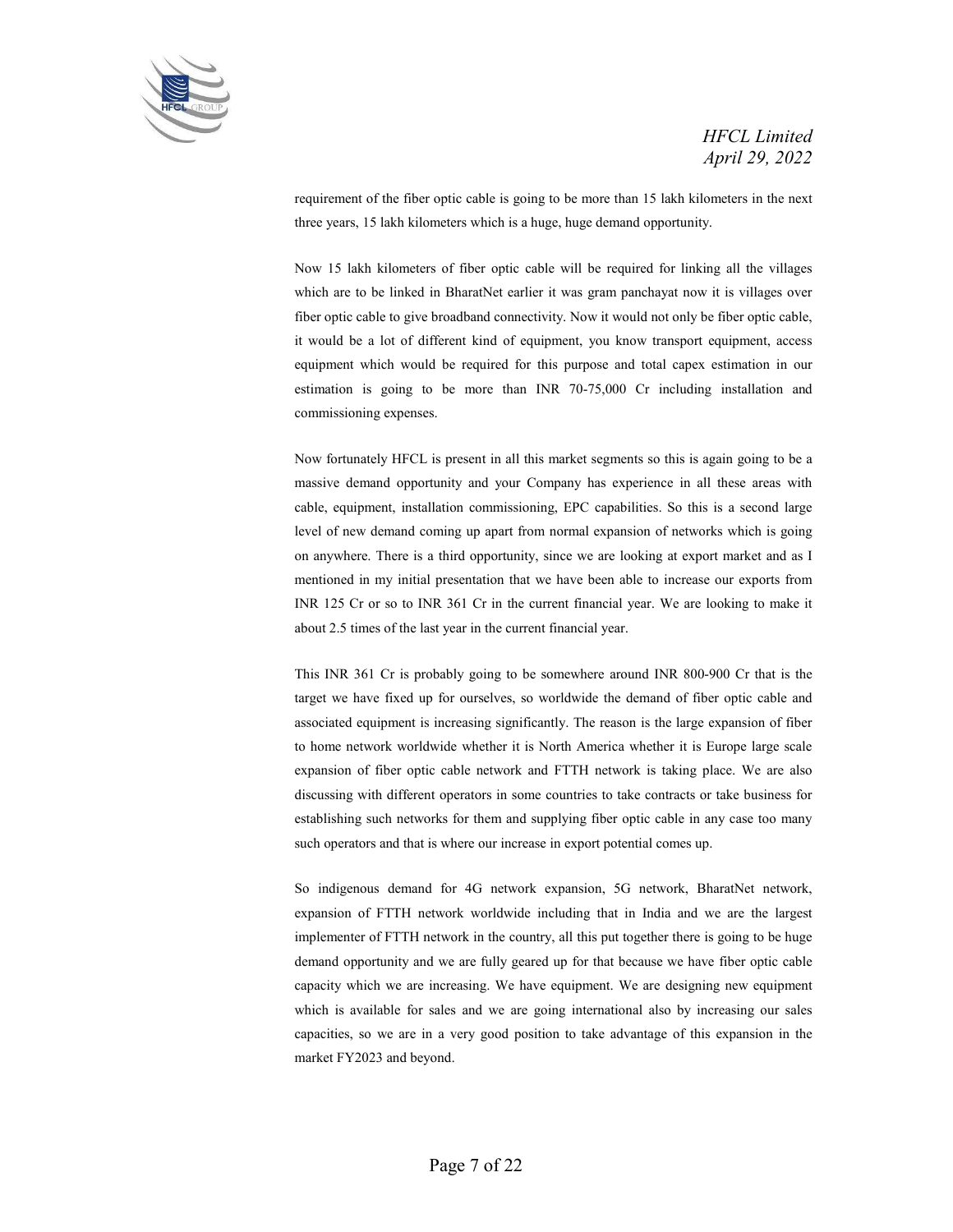requirement of the fiber optic cable is going to be more than 15 lakh kilometers in the next three years, 15 lakh kilometers which is a huge, huge demand opportunity.

Now 15 lakh kilometers of fiber optic cable will be required for linking all the villages which are to be linked in BharatNet earlier it was gram panchayat now it is villages over fiber optic cable to give broadband connectivity. Now it would not only be fiber optic cable, it would be a lot of different kind of equipment, you know transport equipment, access equipment which would be required for this purpose and total capex estimation in our estimation is going to be more than INR 70-75,000 Cr including installation and commissioning expenses.

Now fortunately HFCL is present in all this market segments so this is again going to be a massive demand opportunity and your Company has experience in all these areas with cable, equipment, installation commissioning, EPC capabilities. So this is a second large level of new demand coming up apart from normal expansion of networks which is going on anywhere. There is a third opportunity, since we are looking at export market and as I mentioned in my initial presentation that we have been able to increase our exports from INR 125 Cr or so to INR 361 Cr in the current financial year. We are looking to make it about 2.5 times of the last year in the current financial year.

This INR 361 Cr is probably going to be somewhere around INR 800-900 Cr that is the target we have fixed up for ourselves, so worldwide the demand of fiber optic cable and associated equipment is increasing significantly. The reason is the large expansion of fiber to home network worldwide whether it is North America whether it is Europe large scale expansion of fiber optic cable network and FTTH network is taking place. We are also discussing with different operators in some countries to take contracts or take business for establishing such networks for them and supplying fiber optic cable in any case too many such operators and that is where our increase in export potential comes up.

So indigenous demand for 4G network expansion, 5G network, BharatNet network, expansion of FTTH network worldwide including that in India and we are the largest implementer of FTTH network in the country, all this put together there is going to be huge demand opportunity and we are fully geared up for that because we have fiber optic cable capacity which we are increasing. We have equipment. We are designing new equipment which is available for sales and we are going international also by increasing our sales capacities, so we are in a very good position to take advantage of this expansion in the market FY2023 and beyond.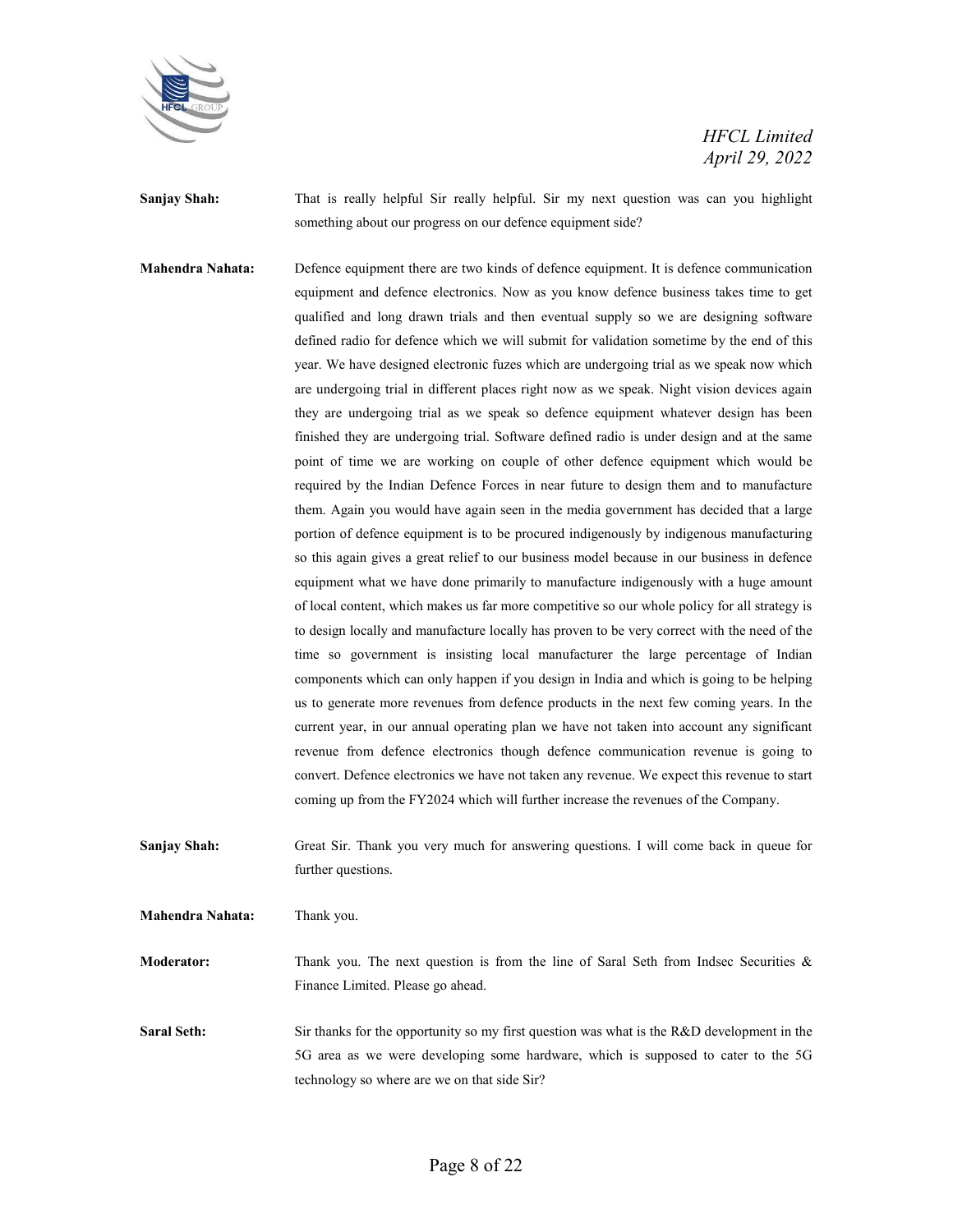**Sanjay Shah:** That is really helpful Sir really helpful. Sir my next question was can you highlight something about our progress on our defence equipment side?

**Mahendra Nahata:** Defence equipment there are two kinds of defence equipment. It is defence communication equipment and defence electronics. Now as you know defence business takes time to get qualified and long drawn trials and then eventual supply so we are designing software defined radio for defence which we will submit for validation sometime by the end of this year. We have designed electronic fuzes which are undergoing trial as we speak now which are undergoing trial in different places right now as we speak. Night vision devices again they are undergoing trial as we speak so defence equipment whatever design has been finished they are undergoing trial. Software defined radio is under design and at the same point of time we are working on couple of other defence equipment which would be required by the Indian Defence Forces in near future to design them and to manufacture them. Again you would have again seen in the media government has decided that a large portion of defence equipment is to be procured indigenously by indigenous manufacturing so this again gives a great relief to our business model because in our business in defence equipment what we have done primarily to manufacture indigenously with a huge amount of local content, which makes us far more competitive so our whole policy for all strategy is to design locally and manufacture locally has proven to be very correct with the need of the time so government is insisting local manufacturer the large percentage of Indian components which can only happen if you design in India and which is going to be helping us to generate more revenues from defence products in the next few coming years. In the current year, in our annual operating plan we have not taken into account any significant revenue from defence electronics though defence communication revenue is going to convert. Defence electronics we have not taken any revenue. We expect this revenue to start coming up from the FY2024 which will further increase the revenues of the Company.

**Sanjay Shah:** Great Sir. Thank you very much for answering questions. I will come back in queue for further questions.

**Mahendra Nahata:** Thank you.

**Moderator:** Thank you. The next question is from the line of Saral Seth from Indsec Securities & Finance Limited. Please go ahead.

**Saral Seth:** Sir thanks for the opportunity so my first question was what is the R&D development in the 5G area as we were developing some hardware, which is supposed to cater to the 5G technology so where are we on that side Sir?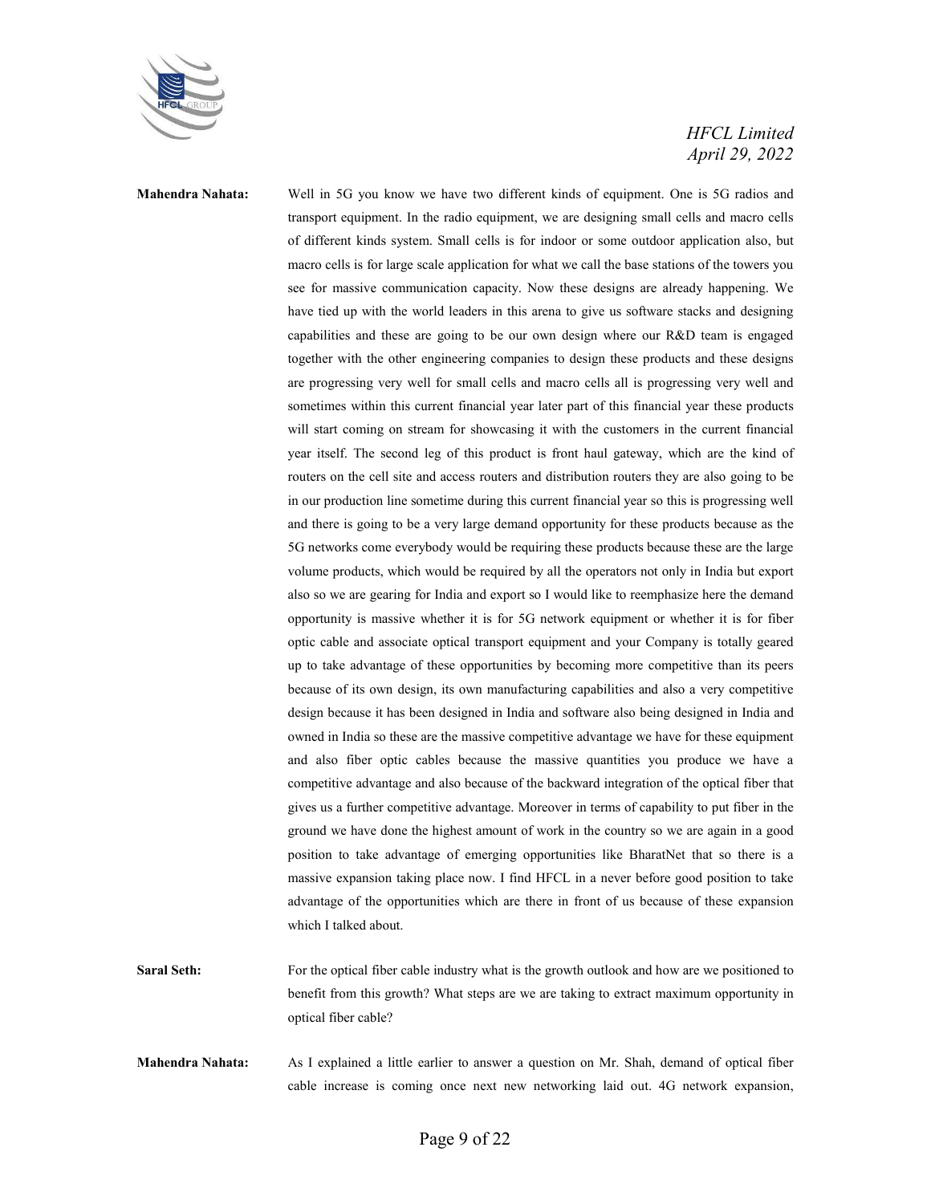**Mahendra Nahata:** Well in 5G you know we have two different kinds of equipment. One is 5G radios and transport equipment. In the radio equipment, we are designing small cells and macro cells of different kinds system. Small cells is for indoor or some outdoor application also, but macro cells is for large scale application for what we call the base stations of the towers you see for massive communication capacity. Now these designs are already happening. We have tied up with the world leaders in this arena to give us software stacks and designing capabilities and these are going to be our own design where our R&D team is engaged together with the other engineering companies to design these products and these designs are progressing very well for small cells and macro cells all is progressing very well and sometimes within this current financial year later part of this financial year these products will start coming on stream for showcasing it with the customers in the current financial year itself. The second leg of this product is front haul gateway, which are the kind of routers on the cell site and access routers and distribution routers they are also going to be in our production line sometime during this current financial year so this is progressing well and there is going to be a very large demand opportunity for these products because as the 5G networks come everybody would be requiring these products because these are the large volume products, which would be required by all the operators not only in India but export also so we are gearing for India and export so I would like to reemphasize here the demand opportunity is massive whether it is for 5G network equipment or whether it is for fiber optic cable and associate optical transport equipment and your Company is totally geared up to take advantage of these opportunities by becoming more competitive than its peers because of its own design, its own manufacturing capabilities and also a very competitive design because it has been designed in India and software also being designed in India and owned in India so these are the massive competitive advantage we have for these equipment and also fiber optic cables because the massive quantities you produce we have a competitive advantage and also because of the backward integration of the optical fiber that gives us a further competitive advantage. Moreover in terms of capability to put fiber in the ground we have done the highest amount of work in the country so we are again in a good position to take advantage of emerging opportunities like BharatNet that so there is a massive expansion taking place now. I find HFCL in a never before good position to take advantage of the opportunities which are there in front of us because of these expansion which I talked about.

**Saral Seth:** For the optical fiber cable industry what is the growth outlook and how are we positioned to benefit from this growth? What steps are we are taking to extract maximum opportunity in optical fiber cable?

**Mahendra Nahata:** As I explained a little earlier to answer a question on Mr. Shah, demand of optical fiber cable increase is coming once next new networking laid out. 4G network expansion,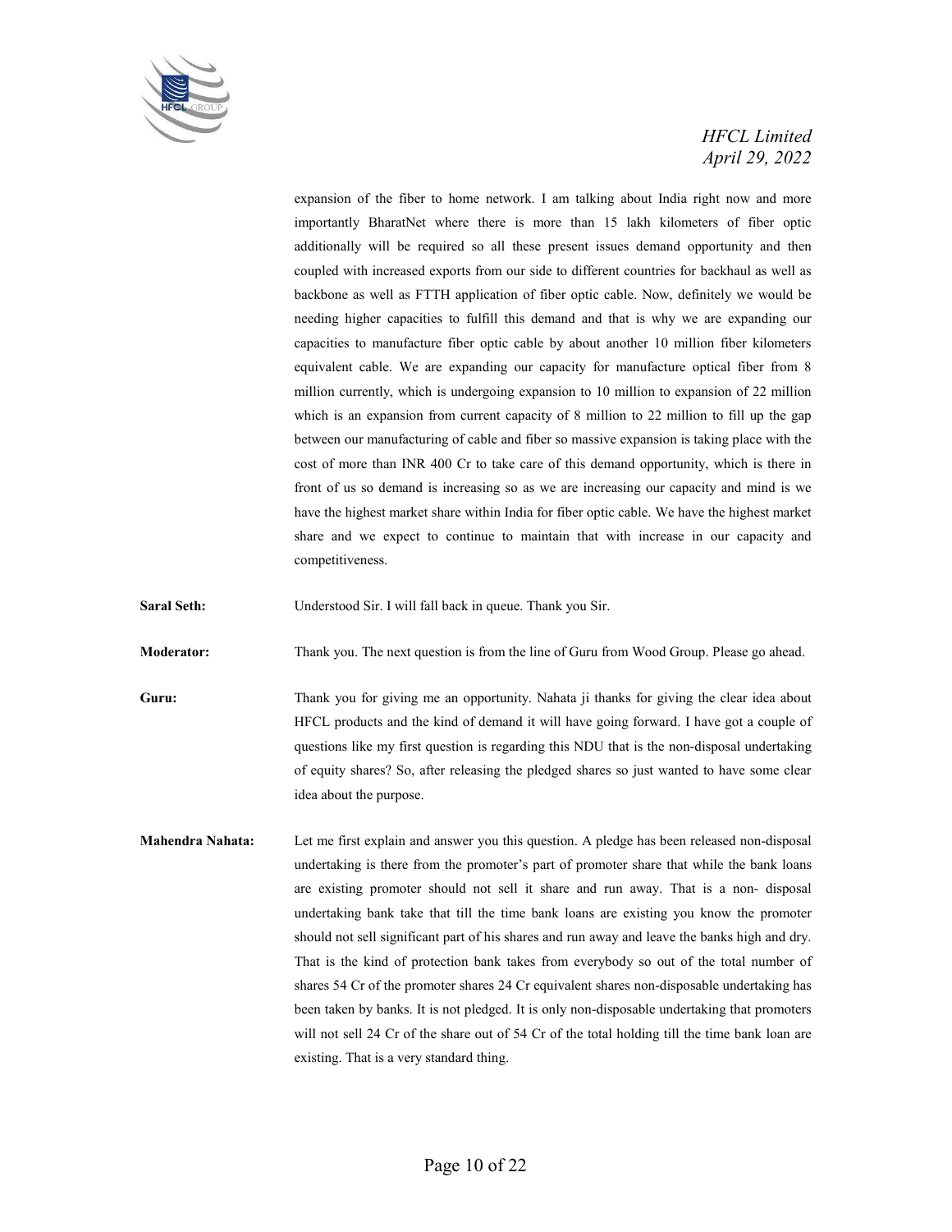expansion of the fiber to home network. I am talking about India right now and more importantly BharatNet where there is more than 15 lakh kilometers of fiber optic additionally will be required so all these present issues demand opportunity and then coupled with increased exports from our side to different countries for backhaul as well as backbone as well as FTTH application of fiber optic cable. Now, definitely we would be needing higher capacities to fulfill this demand and that is why we are expanding our capacities to manufacture fiber optic cable by about another 10 million fiber kilometers equivalent cable. We are expanding our capacity for manufacture optical fiber from 8 million currently, which is undergoing expansion to 10 million to expansion of 22 million which is an expansion from current capacity of 8 million to 22 million to fill up the gap between our manufacturing of cable and fiber so massive expansion is taking place with the cost of more than INR 400 Cr to take care of this demand opportunity, which is there in front of us so demand is increasing so as we are increasing our capacity and mind is we have the highest market share within India for fiber optic cable. We have the highest market share and we expect to continue to maintain that with increase in our capacity and competitiveness.

**Saral Seth:** Understood Sir. I will fall back in queue. Thank you Sir.

**Moderator:** Thank you. The next question is from the line of Guru from Wood Group. Please go ahead.

**Guru:** Thank you for giving me an opportunity. Nahata ji thanks for giving the clear idea about HFCL products and the kind of demand it will have going forward. I have got a couple of questions like my first question is regarding this NDU that is the non-disposal undertaking of equity shares? So, after releasing the pledged shares so just wanted to have some clear idea about the purpose.

**Mahendra Nahata:** Let me first explain and answer you this question. A pledge has been released non-disposal undertaking is there from the promoter's part of promoter share that while the bank loans are existing promoter should not sell it share and run away. That is a non- disposal undertaking bank take that till the time bank loans are existing you know the promoter should not sell significant part of his shares and run away and leave the banks high and dry. That is the kind of protection bank takes from everybody so out of the total number of shares 54 Cr of the promoter shares 24 Cr equivalent shares non-disposable undertaking has been taken by banks. It is not pledged. It is only non-disposable undertaking that promoters will not sell 24 Cr of the share out of 54 Cr of the total holding till the time bank loan are existing. That is a very standard thing.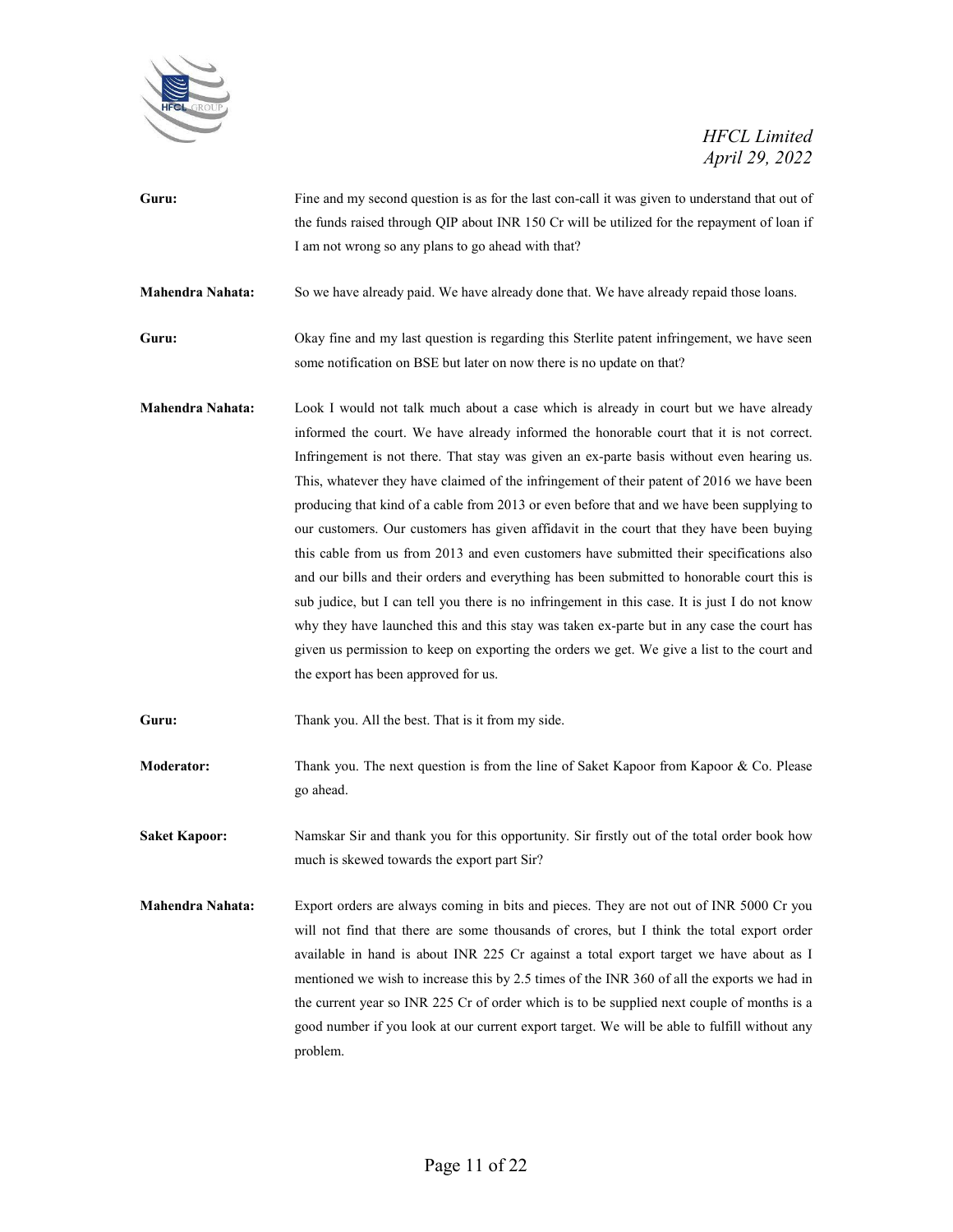**Guru:** Fine and my second question is as for the last con-call it was given to understand that out of the funds raised through QIP about INR 150 Cr will be utilized for the repayment of loan if I am not wrong so any plans to go ahead with that?

**Mahendra Nahata:** So we have already paid. We have already done that. We have already repaid those loans.

**Guru:** Okay fine and my last question is regarding this Sterlite patent infringement, we have seen some notification on BSE but later on now there is no update on that?

**Mahendra Nahata:** Look I would not talk much about a case which is already in court but we have already informed the court. We have already informed the honorable court that it is not correct. Infringement is not there. That stay was given an ex-parte basis without even hearing us. This, whatever they have claimed of the infringement of their patent of 2016 we have been producing that kind of a cable from 2013 or even before that and we have been supplying to our customers. Our customers has given affidavit in the court that they have been buying this cable from us from 2013 and even customers have submitted their specifications also and our bills and their orders and everything has been submitted to honorable court this is sub judice, but I can tell you there is no infringement in this case. It is just I do not know why they have launched this and this stay was taken ex-parte but in any case the court has given us permission to keep on exporting the orders we get. We give a list to the court and the export has been approved for us.

**Guru:** Thank you. All the best. That is it from my side.

**Moderator:** Thank you. The next question is from the line of Saket Kapoor from Kapoor & Co. Please go ahead.

**Saket Kapoor:** Namskar Sir and thank you for this opportunity. Sir firstly out of the total order book how much is skewed towards the export part Sir?

**Mahendra Nahata:** Export orders are always coming in bits and pieces. They are not out of INR 5000 Cr you will not find that there are some thousands of crores, but I think the total export order available in hand is about INR 225 Cr against a total export target we have about as I mentioned we wish to increase this by 2.5 times of the INR 360 of all the exports we had in the current year so INR 225 Cr of order which is to be supplied next couple of months is a good number if you look at our current export target. We will be able to fulfill without any problem.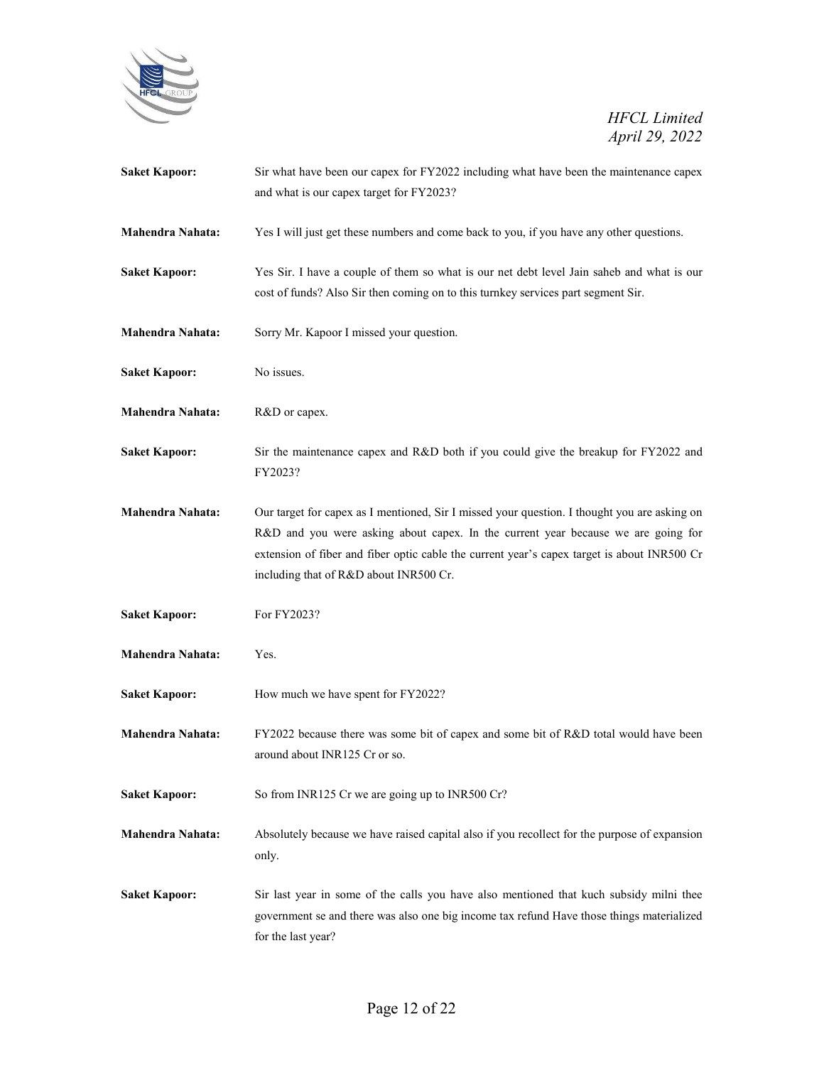**Saket Kapoor:** Sir what have been our capex for FY2022 including what have been the maintenance capex and what is our capex target for FY2023?

**Mahendra Nahata:** Yes I will just get these numbers and come back to you, if you have any other questions.

**Saket Kapoor:** Yes Sir. I have a couple of them so what is our net debt level Jain saheb and what is our cost of funds? Also Sir then coming on to this turnkey services part segment Sir.

**Mahendra Nahata:** Sorry Mr. Kapoor I missed your question.

**Saket Kapoor:** No issues.

**Mahendra Nahata:** R&D or capex.

**Saket Kapoor:** Sir the maintenance capex and R&D both if you could give the breakup for FY2022 and FY2023?

**Mahendra Nahata:** Our target for capex as I mentioned, Sir I missed your question. I thought you are asking on R&D and you were asking about capex. In the current year because we are going for extension of fiber and fiber optic cable the current year's capex target is about INR500 Cr including that of R&D about INR500 Cr.

**Saket Kapoor:** For FY2023?

**Mahendra Nahata:** Yes.

**Saket Kapoor:** How much we have spent for FY2022?

**Mahendra Nahata:** FY2022 because there was some bit of capex and some bit of R&D total would have been around about INR125 Cr or so.

**Saket Kapoor:** So from INR125 Cr we are going up to INR500 Cr?

**Mahendra Nahata:** Absolutely because we have raised capital also if you recollect for the purpose of expansion only.

**Saket Kapoor:** Sir last year in some of the calls you have also mentioned that kuch subsidy milni thee government se and there was also one big income tax refund Have those things materialized for the last year?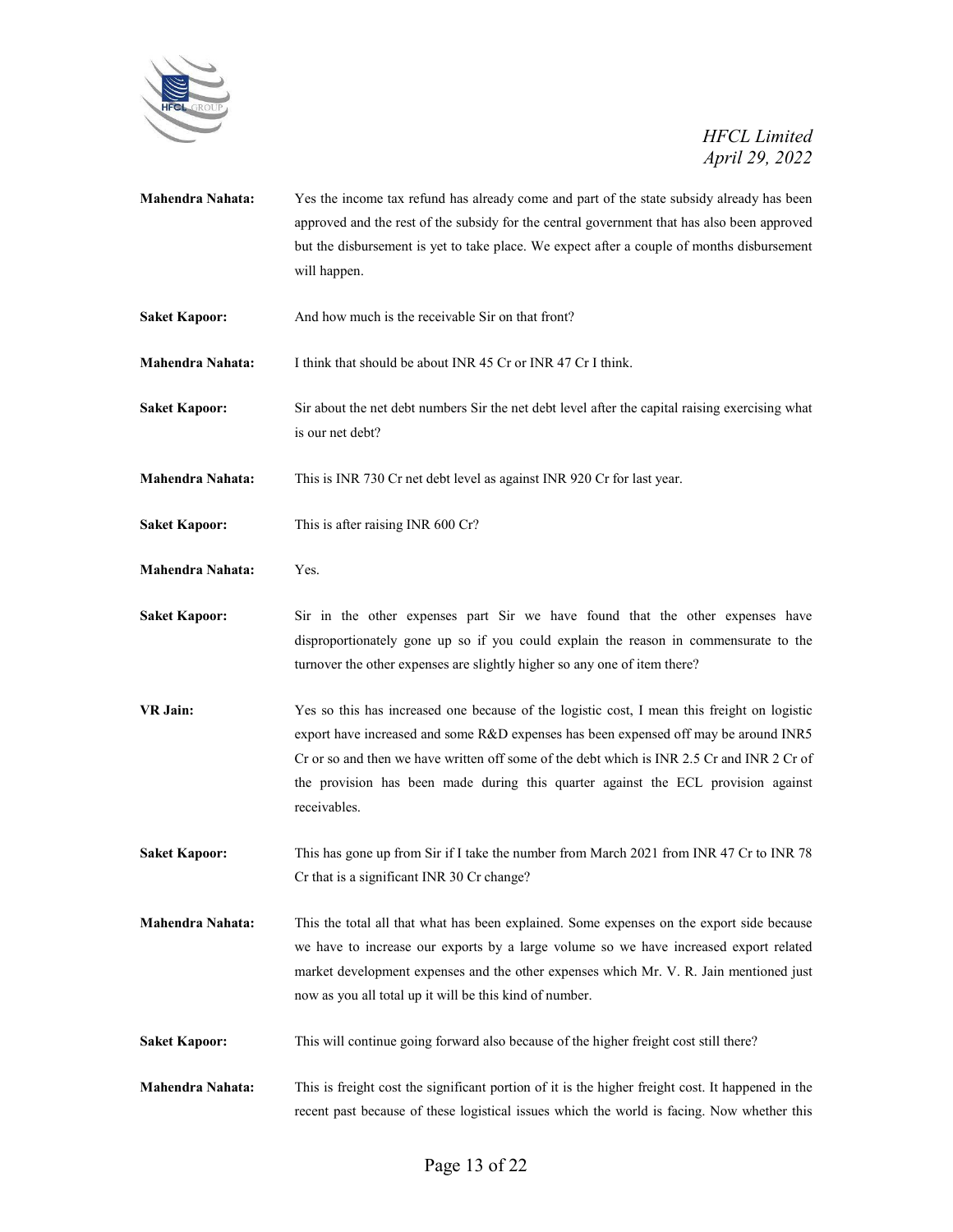**Mahendra Nahata:** Yes the income tax refund has already come and part of the state subsidy already has been approved and the rest of the subsidy for the central government that has also been approved but the disbursement is yet to take place. We expect after a couple of months disbursement will happen.

**Saket Kapoor:** And how much is the receivable Sir on that front?

**Mahendra Nahata:** I think that should be about INR 45 Cr or INR 47 Cr I think.

**Saket Kapoor:** Sir about the net debt numbers Sir the net debt level after the capital raising exercising what is our net debt?

**Mahendra Nahata:** This is INR 730 Cr net debt level as against INR 920 Cr for last year.

**Saket Kapoor:** This is after raising INR 600 Cr?

**Mahendra Nahata:** Yes.

**Saket Kapoor:** Sir in the other expenses part Sir we have found that the other expenses have disproportionately gone up so if you could explain the reason in commensurate to the turnover the other expenses are slightly higher so any one of item there?

**VR Jain:** Yes so this has increased one because of the logistic cost, I mean this freight on logistic export have increased and some R&D expenses has been expensed off may be around INR5 Cr or so and then we have written off some of the debt which is INR 2.5 Cr and INR 2 Cr of the provision has been made during this quarter against the ECL provision against receivables.

**Saket Kapoor:** This has gone up from Sir if I take the number from March 2021 from INR 47 Cr to INR 78 Cr that is a significant INR 30 Cr change?

**Mahendra Nahata:** This the total all that what has been explained. Some expenses on the export side because we have to increase our exports by a large volume so we have increased export related market development expenses and the other expenses which Mr. V. R. Jain mentioned just now as you all total up it will be this kind of number.

**Saket Kapoor:** This will continue going forward also because of the higher freight cost still there?

**Mahendra Nahata:** This is freight cost the significant portion of it is the higher freight cost. It happened in the recent past because of these logistical issues which the world is facing. Now whether this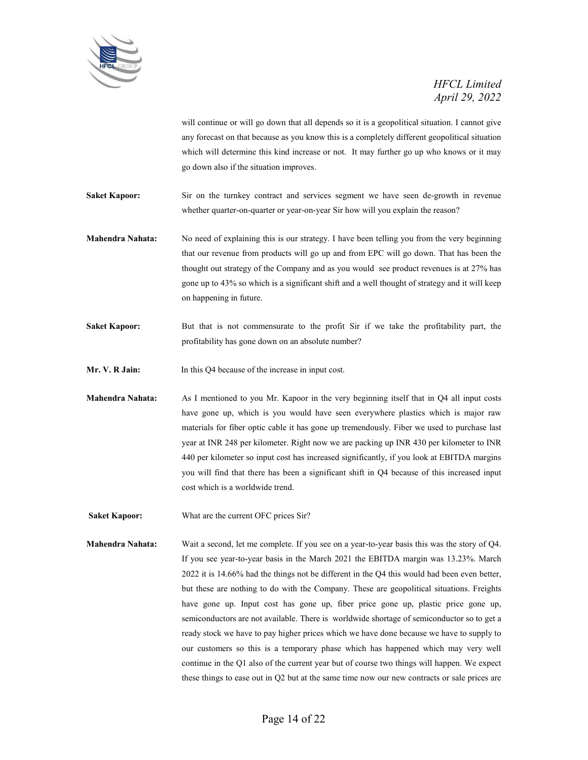will continue or will go down that all depends so it is a geopolitical situation. I cannot give any forecast on that because as you know this is a completely different geopolitical situation which will determine this kind increase or not. It may further go up who knows or it may go down also if the situation improves.

**Saket Kapoor:** Sir on the turnkey contract and services segment we have seen de-growth in revenue whether quarter-on-quarter or year-on-year Sir how will you explain the reason?

**Mahendra Nahata:** No need of explaining this is our strategy. I have been telling you from the very beginning that our revenue from products will go up and from EPC will go down. That has been the thought out strategy of the Company and as you would see product revenues is at 27% has gone up to 43% so which is a significant shift and a well thought of strategy and it will keep on happening in future.

**Saket Kapoor:** But that is not commensurate to the profit Sir if we take the profitability part, the profitability has gone down on an absolute number?

**Mr. V. R Jain:** In this Q4 because of the increase in input cost.

**Mahendra Nahata:** As I mentioned to you Mr. Kapoor in the very beginning itself that in Q4 all input costs have gone up, which is you would have seen everywhere plastics which is major raw materials for fiber optic cable it has gone up tremendously. Fiber we used to purchase last year at INR 248 per kilometer. Right now we are packing up INR 430 per kilometer to INR 440 per kilometer so input cost has increased significantly, if you look at EBITDA margins you will find that there has been a significant shift in Q4 because of this increased input cost which is a worldwide trend.

**Saket Kapoor:** What are the current OFC prices Sir?

**Mahendra Nahata:** Wait a second, let me complete. If you see on a year-to-year basis this was the story of Q4. If you see year-to-year basis in the March 2021 the EBITDA margin was 13.23%. March 2022 it is 14.66% had the things not be different in the Q4 this would had been even better, but these are nothing to do with the Company. These are geopolitical situations. Freights have gone up. Input cost has gone up, fiber price gone up, plastic price gone up, semiconductors are not available. There is worldwide shortage of semiconductor so to get a ready stock we have to pay higher prices which we have done because we have to supply to our customers so this is a temporary phase which has happened which may very well continue in the Q1 also of the current year but of course two things will happen. We expect these things to ease out in Q2 but at the same time now our new contracts or sale prices are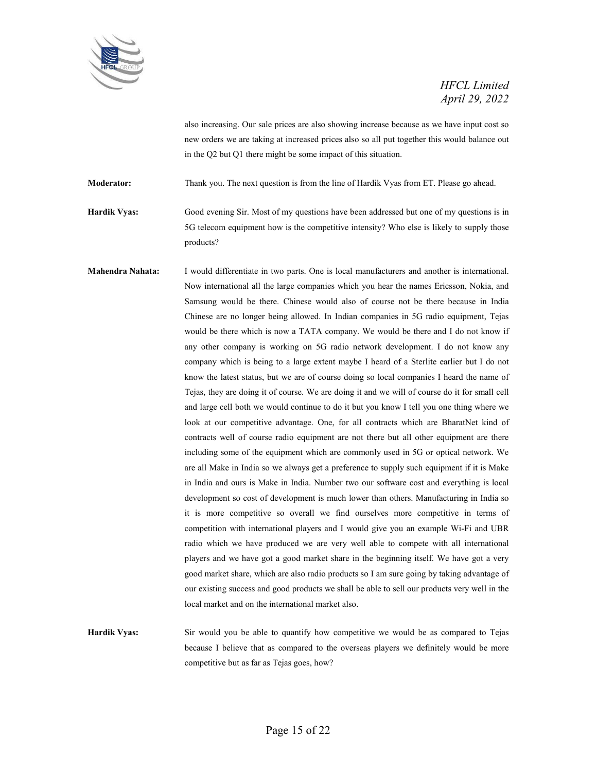also increasing. Our sale prices are also showing increase because as we have input cost so new orders we are taking at increased prices also so all put together this would balance out in the Q2 but Q1 there might be some impact of this situation.

**Moderator:** Thank you. The next question is from the line of Hardik Vyas from ET. Please go ahead.

**Hardik Vyas:** Good evening Sir. Most of my questions have been addressed but one of my questions is in 5G telecom equipment how is the competitive intensity? Who else is likely to supply those products?

**Mahendra Nahata:** I would differentiate in two parts. One is local manufacturers and another is international. Now international all the large companies which you hear the names Ericsson, Nokia, and Samsung would be there. Chinese would also of course not be there because in India Chinese are no longer being allowed. In Indian companies in 5G radio equipment, Tejas would be there which is now a TATA company. We would be there and I do not know if any other company is working on 5G radio network development. I do not know any company which is being to a large extent maybe I heard of a Sterlite earlier but I do not know the latest status, but we are of course doing so local companies I heard the name of Tejas, they are doing it of course. We are doing it and we will of course do it for small cell and large cell both we would continue to do it but you know I tell you one thing where we look at our competitive advantage. One, for all contracts which are BharatNet kind of contracts well of course radio equipment are not there but all other equipment are there including some of the equipment which are commonly used in 5G or optical network. We are all Make in India so we always get a preference to supply such equipment if it is Make in India and ours is Make in India. Number two our software cost and everything is local development so cost of development is much lower than others. Manufacturing in India so it is more competitive so overall we find ourselves more competitive in terms of competition with international players and I would give you an example Wi-Fi and UBR radio which we have produced we are very well able to compete with all international players and we have got a good market share in the beginning itself. We have got a very good market share, which are also radio products so I am sure going by taking advantage of our existing success and good products we shall be able to sell our products very well in the local market and on the international market also.

**Hardik Vyas:** Sir would you be able to quantify how competitive we would be as compared to Tejas because I believe that as compared to the overseas players we definitely would be more competitive but as far as Tejas goes, how?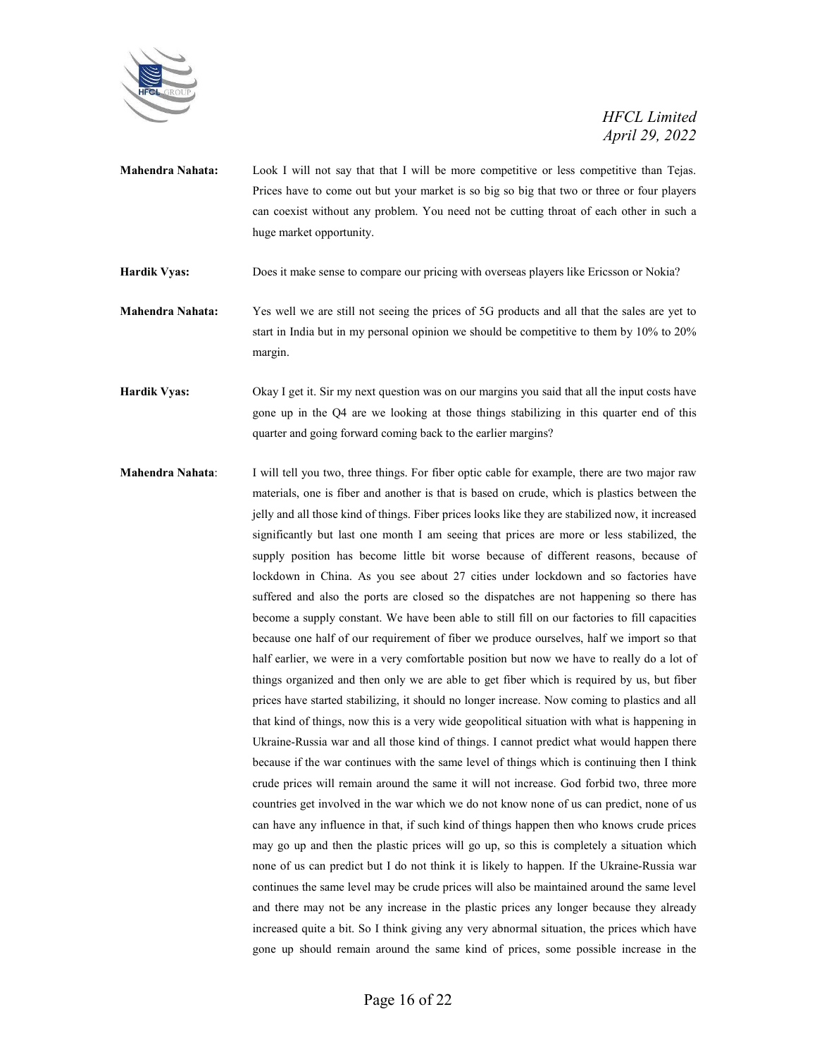**Mahendra Nahata:** Look I will not say that that I will be more competitive or less competitive than Tejas. Prices have to come out but your market is so big so big that two or three or four players can coexist without any problem. You need not be cutting throat of each other in such a huge market opportunity.

**Hardik Vyas:** Does it make sense to compare our pricing with overseas players like Ericsson or Nokia?

**Mahendra Nahata:** Yes well we are still not seeing the prices of 5G products and all that the sales are yet to start in India but in my personal opinion we should be competitive to them by 10% to 20% margin.

**Hardik Vyas:** Okay I get it. Sir my next question was on our margins you said that all the input costs have gone up in the Q4 are we looking at those things stabilizing in this quarter end of this quarter and going forward coming back to the earlier margins?

**Mahendra Nahata**: I will tell you two, three things. For fiber optic cable for example, there are two major raw materials, one is fiber and another is that is based on crude, which is plastics between the jelly and all those kind of things. Fiber prices looks like they are stabilized now, it increased significantly but last one month I am seeing that prices are more or less stabilized, the supply position has become little bit worse because of different reasons, because of lockdown in China. As you see about 27 cities under lockdown and so factories have suffered and also the ports are closed so the dispatches are not happening so there has become a supply constant. We have been able to still fill on our factories to fill capacities because one half of our requirement of fiber we produce ourselves, half we import so that half earlier, we were in a very comfortable position but now we have to really do a lot of things organized and then only we are able to get fiber which is required by us, but fiber prices have started stabilizing, it should no longer increase. Now coming to plastics and all that kind of things, now this is a very wide geopolitical situation with what is happening in Ukraine-Russia war and all those kind of things. I cannot predict what would happen there because if the war continues with the same level of things which is continuing then I think crude prices will remain around the same it will not increase. God forbid two, three more countries get involved in the war which we do not know none of us can predict, none of us can have any influence in that, if such kind of things happen then who knows crude prices may go up and then the plastic prices will go up, so this is completely a situation which none of us can predict but I do not think it is likely to happen. If the Ukraine-Russia war continues the same level may be crude prices will also be maintained around the same level and there may not be any increase in the plastic prices any longer because they already increased quite a bit. So I think giving any very abnormal situation, the prices which have gone up should remain around the same kind of prices, some possible increase in the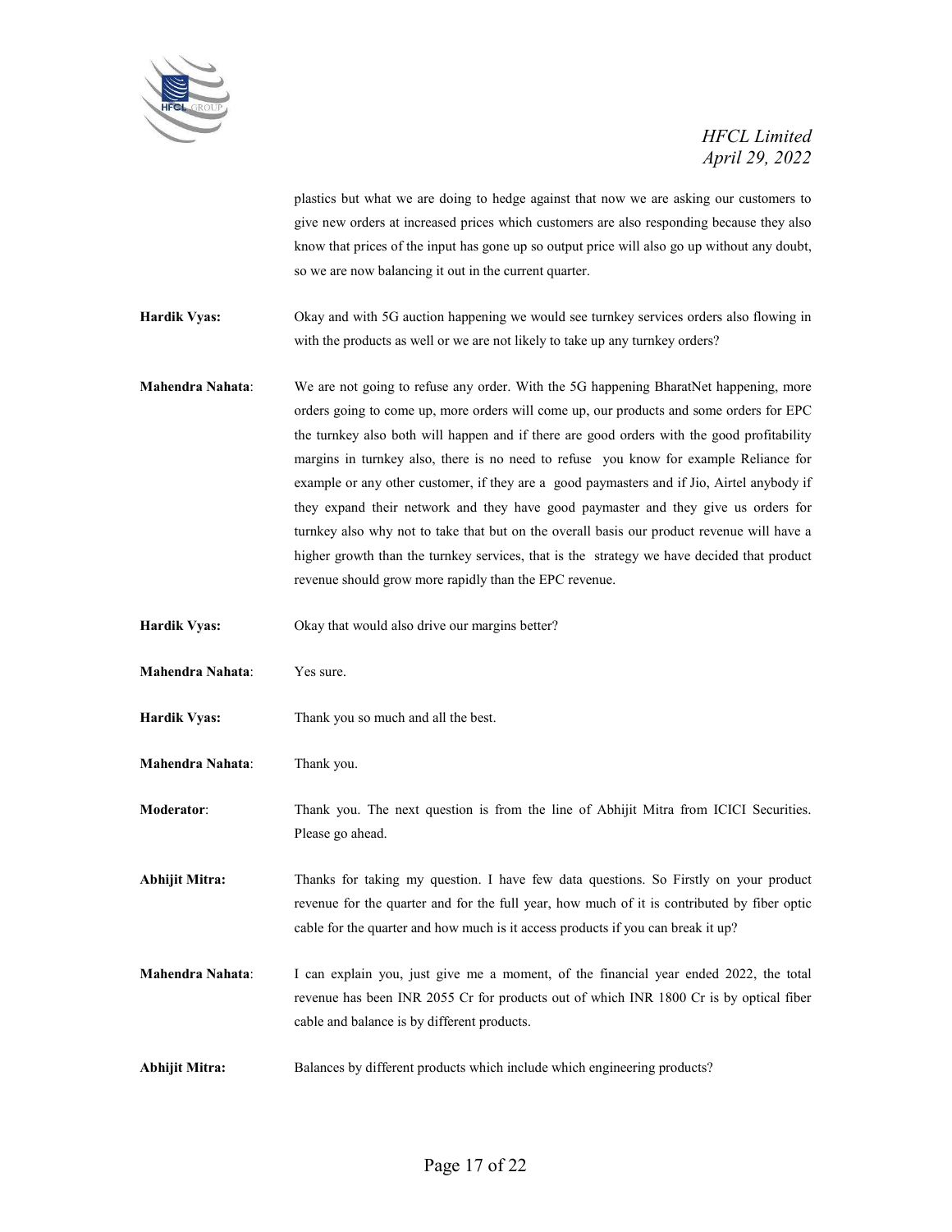plastics but what we are doing to hedge against that now we are asking our customers to give new orders at increased prices which customers are also responding because they also know that prices of the input has gone up so output price will also go up without any doubt, so we are now balancing it out in the current quarter.

**Hardik Vyas:** Okay and with 5G auction happening we would see turnkey services orders also flowing in with the products as well or we are not likely to take up any turnkey orders?

**Mahendra Nahata**: We are not going to refuse any order. With the 5G happening BharatNet happening, more orders going to come up, more orders will come up, our products and some orders for EPC the turnkey also both will happen and if there are good orders with the good profitability margins in turnkey also, there is no need to refuse you know for example Reliance for example or any other customer, if they are a good paymasters and if Jio, Airtel anybody if they expand their network and they have good paymaster and they give us orders for turnkey also why not to take that but on the overall basis our product revenue will have a higher growth than the turnkey services, that is the strategy we have decided that product revenue should grow more rapidly than the EPC revenue.

**Hardik Vyas:** Okay that would also drive our margins better?

**Mahendra Nahata**: Yes sure.

**Hardik Vyas:** Thank you so much and all the best.

**Mahendra Nahata**: Thank you.

**Moderator**: Thank you. The next question is from the line of Abhijit Mitra from ICICI Securities. Please go ahead.

**Abhijit Mitra:** Thanks for taking my question. I have few data questions. So Firstly on your product revenue for the quarter and for the full year, how much of it is contributed by fiber optic cable for the quarter and how much is it access products if you can break it up?

**Mahendra Nahata**: I can explain you, just give me a moment, of the financial year ended 2022, the total revenue has been INR 2055 Cr for products out of which INR 1800 Cr is by optical fiber cable and balance is by different products.

**Abhijit Mitra:** Balances by different products which include which engineering products?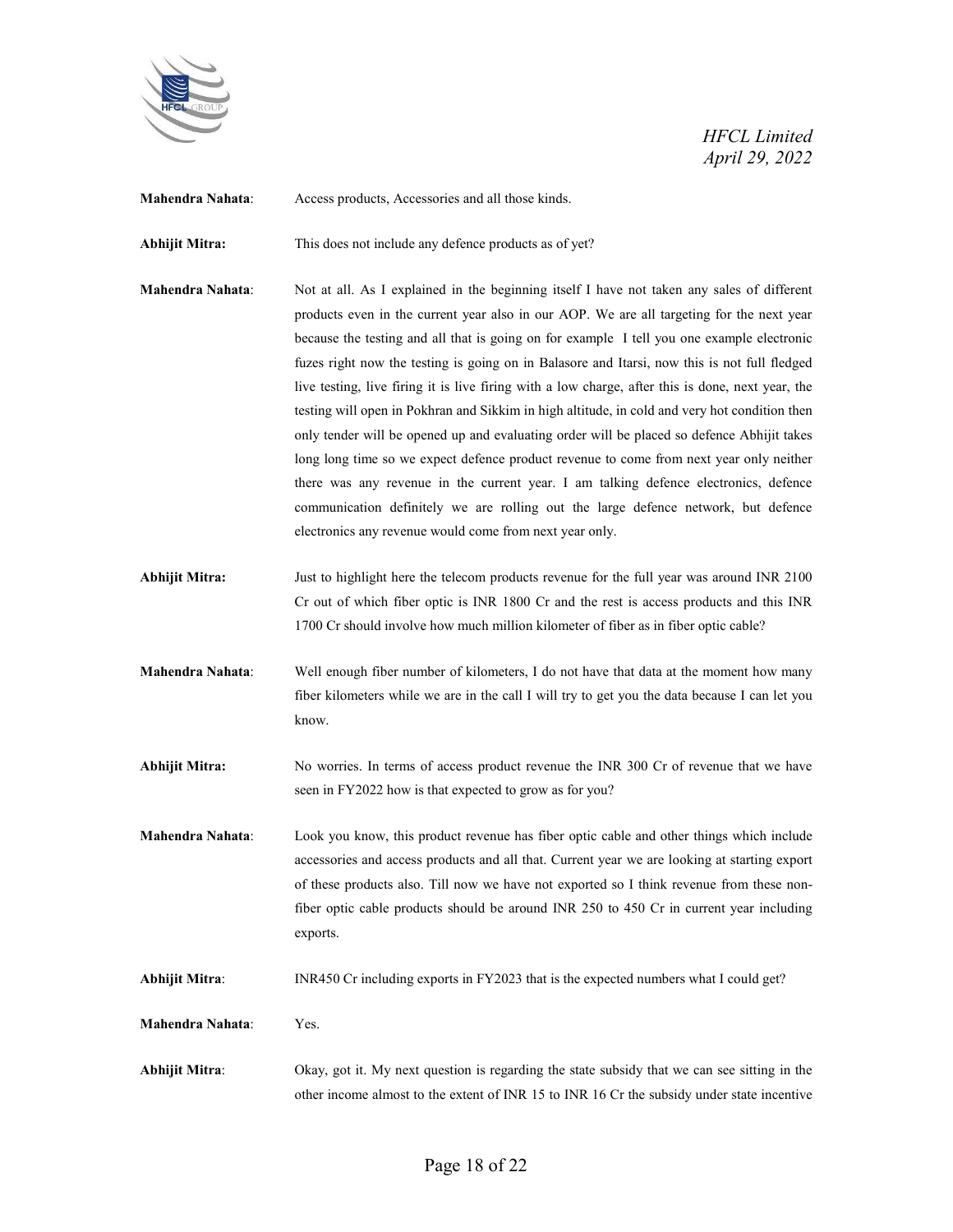**Mahendra Nahata**: Access products, Accessories and all those kinds.

**Abhijit Mitra:** This does not include any defence products as of yet?

**Mahendra Nahata**: Not at all. As I explained in the beginning itself I have not taken any sales of different products even in the current year also in our AOP. We are all targeting for the next year because the testing and all that is going on for example I tell you one example electronic fuzes right now the testing is going on in Balasore and Itarsi, now this is not full fledged live testing, live firing it is live firing with a low charge, after this is done, next year, the testing will open in Pokhran and Sikkim in high altitude, in cold and very hot condition then only tender will be opened up and evaluating order will be placed so defence Abhijit takes long long time so we expect defence product revenue to come from next year only neither there was any revenue in the current year. I am talking defence electronics, defence communication definitely we are rolling out the large defence network, but defence electronics any revenue would come from next year only.

**Abhijit Mitra:** Just to highlight here the telecom products revenue for the full year was around INR 2100 Cr out of which fiber optic is INR 1800 Cr and the rest is access products and this INR 1700 Cr should involve how much million kilometer of fiber as in fiber optic cable?

**Mahendra Nahata**: Well enough fiber number of kilometers, I do not have that data at the moment how many fiber kilometers while we are in the call I will try to get you the data because I can let you know.

**Abhijit Mitra:** No worries. In terms of access product revenue the INR 300 Cr of revenue that we have seen in FY2022 how is that expected to grow as for you?

**Mahendra Nahata**: Look you know, this product revenue has fiber optic cable and other things which include accessories and access products and all that. Current year we are looking at starting export of these products also. Till now we have not exported so I think revenue from these non-fiber optic cable products should be around INR 250 to 450 Cr in current year including exports.

**Abhijit Mitra**: INR450 Cr including exports in FY2023 that is the expected numbers what I could get?

**Mahendra Nahata**: Yes.

**Abhijit Mitra**: Okay, got it. My next question is regarding the state subsidy that we can see sitting in the other income almost to the extent of INR 15 to INR 16 Cr the subsidy under state incentive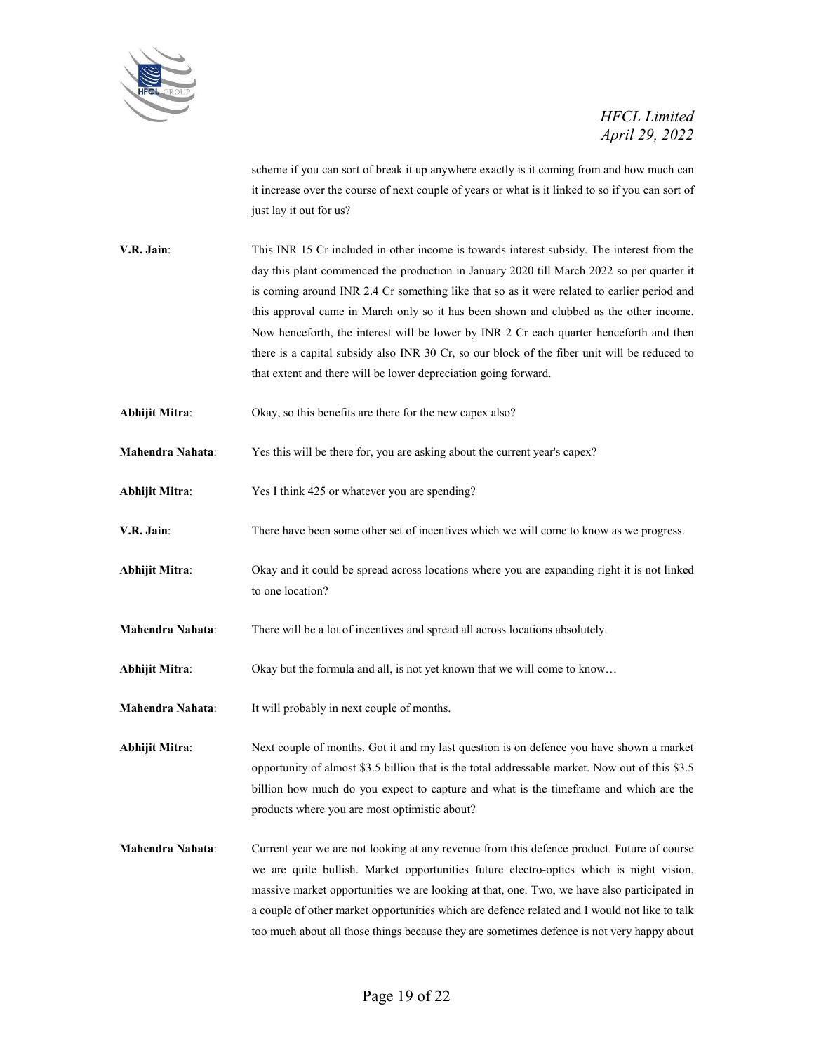scheme if you can sort of break it up anywhere exactly is it coming from and how much can it increase over the course of next couple of years or what is it linked to so if you can sort of just lay it out for us?

**V.R. Jain**: This INR 15 Cr included in other income is towards interest subsidy. The interest from the day this plant commenced the production in January 2020 till March 2022 so per quarter it is coming around INR 2.4 Cr something like that so as it were related to earlier period and this approval came in March only so it has been shown and clubbed as the other income. Now henceforth, the interest will be lower by INR 2 Cr each quarter henceforth and then there is a capital subsidy also INR 30 Cr, so our block of the fiber unit will be reduced to that extent and there will be lower depreciation going forward.

**Abhijit Mitra**: Okay, so this benefits are there for the new capex also?

**Mahendra Nahata**: Yes this will be there for, you are asking about the current year's capex?

**Abhijit Mitra**: Yes I think 425 or whatever you are spending?

**V.R. Jain**: There have been some other set of incentives which we will come to know as we progress.

**Abhijit Mitra**: Okay and it could be spread across locations where you are expanding right it is not linked to one location?

**Mahendra Nahata**: There will be a lot of incentives and spread all across locations absolutely.

**Abhijit Mitra**: Okay but the formula and all, is not yet known that we will come to know…

**Mahendra Nahata**: It will probably in next couple of months.

**Abhijit Mitra**: Next couple of months. Got it and my last question is on defence you have shown a market opportunity of almost $3.5 billion that is the total addressable market. Now out of this $3.5 billion how much do you expect to capture and what is the timeframe and which are the products where you are most optimistic about?

**Mahendra Nahata**: Current year we are not looking at any revenue from this defence product. Future of course we are quite bullish. Market opportunities future electro-optics which is night vision, massive market opportunities we are looking at that, one. Two, we have also participated in a couple of other market opportunities which are defence related and I would not like to talk too much about all those things because they are sometimes defence is not very happy about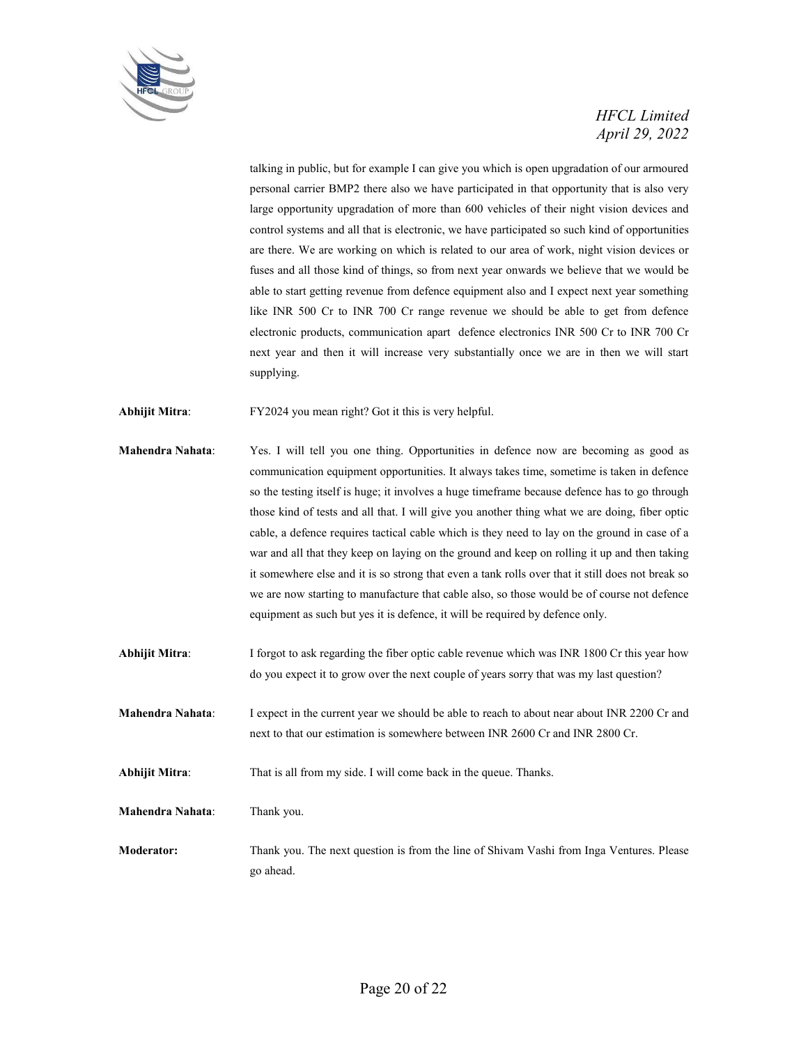talking in public, but for example I can give you which is open upgradation of our armoured personal carrier BMP2 there also we have participated in that opportunity that is also very large opportunity upgradation of more than 600 vehicles of their night vision devices and control systems and all that is electronic, we have participated so such kind of opportunities are there. We are working on which is related to our area of work, night vision devices or fuses and all those kind of things, so from next year onwards we believe that we would be able to start getting revenue from defence equipment also and I expect next year something like INR 500 Cr to INR 700 Cr range revenue we should be able to get from defence electronic products, communication apart defence electronics INR 500 Cr to INR 700 Cr next year and then it will increase very substantially once we are in then we will start supplying.

**Abhijit Mitra**: FY2024 you mean right? Got it this is very helpful.

**Mahendra Nahata**: Yes. I will tell you one thing. Opportunities in defence now are becoming as good as communication equipment opportunities. It always takes time, sometime is taken in defence so the testing itself is huge; it involves a huge timeframe because defence has to go through those kind of tests and all that. I will give you another thing what we are doing, fiber optic cable, a defence requires tactical cable which is they need to lay on the ground in case of a war and all that they keep on laying on the ground and keep on rolling it up and then taking it somewhere else and it is so strong that even a tank rolls over that it still does not break so we are now starting to manufacture that cable also, so those would be of course not defence equipment as such but yes it is defence, it will be required by defence only.

**Abhijit Mitra**: I forgot to ask regarding the fiber optic cable revenue which was INR 1800 Cr this year how do you expect it to grow over the next couple of years sorry that was my last question?

**Mahendra Nahata**: I expect in the current year we should be able to reach to about near about INR 2200 Cr and next to that our estimation is somewhere between INR 2600 Cr and INR 2800 Cr.

**Abhijit Mitra**: That is all from my side. I will come back in the queue. Thanks.

**Mahendra Nahata**: Thank you.

**Moderator:** Thank you. The next question is from the line of Shivam Vashi from Inga Ventures. Please go ahead.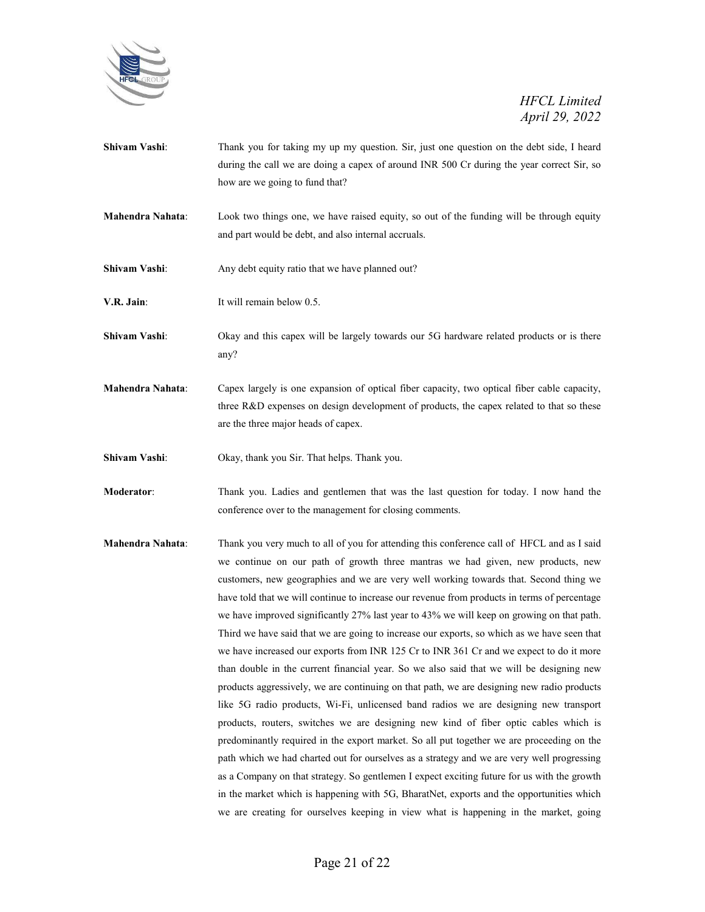**Shivam Vashi**: Thank you for taking my up my question. Sir, just one question on the debt side, I heard during the call we are doing a capex of around INR 500 Cr during the year correct Sir, so how are we going to fund that?

**Mahendra Nahata**: Look two things one, we have raised equity, so out of the funding will be through equity and part would be debt, and also internal accruals.

**Shivam Vashi**: Any debt equity ratio that we have planned out?

**V.R. Jain**: It will remain below 0.5.

**Shivam Vashi**: Okay and this capex will be largely towards our 5G hardware related products or is there any?

**Mahendra Nahata**: Capex largely is one expansion of optical fiber capacity, two optical fiber cable capacity, three R&D expenses on design development of products, the capex related to that so these are the three major heads of capex.

**Shivam Vashi**: Okay, thank you Sir. That helps. Thank you.

**Moderator**: Thank you. Ladies and gentlemen that was the last question for today. I now hand the conference over to the management for closing comments.

**Mahendra Nahata**: Thank you very much to all of you for attending this conference call of HFCL and as I said we continue on our path of growth three mantras we had given, new products, new customers, new geographies and we are very well working towards that. Second thing we have told that we will continue to increase our revenue from products in terms of percentage we have improved significantly 27% last year to 43% we will keep on growing on that path. Third we have said that we are going to increase our exports, so which as we have seen that we have increased our exports from INR 125 Cr to INR 361 Cr and we expect to do it more than double in the current financial year. So we also said that we will be designing new products aggressively, we are continuing on that path, we are designing new radio products like 5G radio products, Wi-Fi, unlicensed band radios we are designing new transport products, routers, switches we are designing new kind of fiber optic cables which is predominantly required in the export market. So all put together we are proceeding on the path which we had charted out for ourselves as a strategy and we are very well progressing as a Company on that strategy. So gentlemen I expect exciting future for us with the growth in the market which is happening with 5G, BharatNet, exports and the opportunities which we are creating for ourselves keeping in view what is happening in the market, going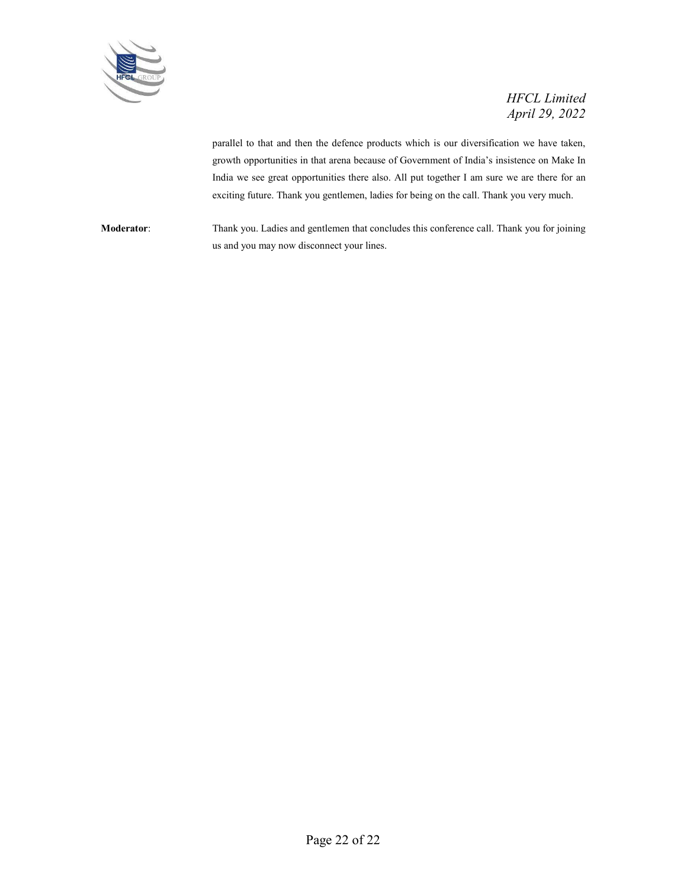parallel to that and then the defence products which is our diversification we have taken, growth opportunities in that arena because of Government of India's insistence on Make In India we see great opportunities there also. All put together I am sure we are there for an exciting future. Thank you gentlemen, ladies for being on the call. Thank you very much.

**Moderator**: Thank you. Ladies and gentlemen that concludes this conference call. Thank you for joining us and you may now disconnect your lines.